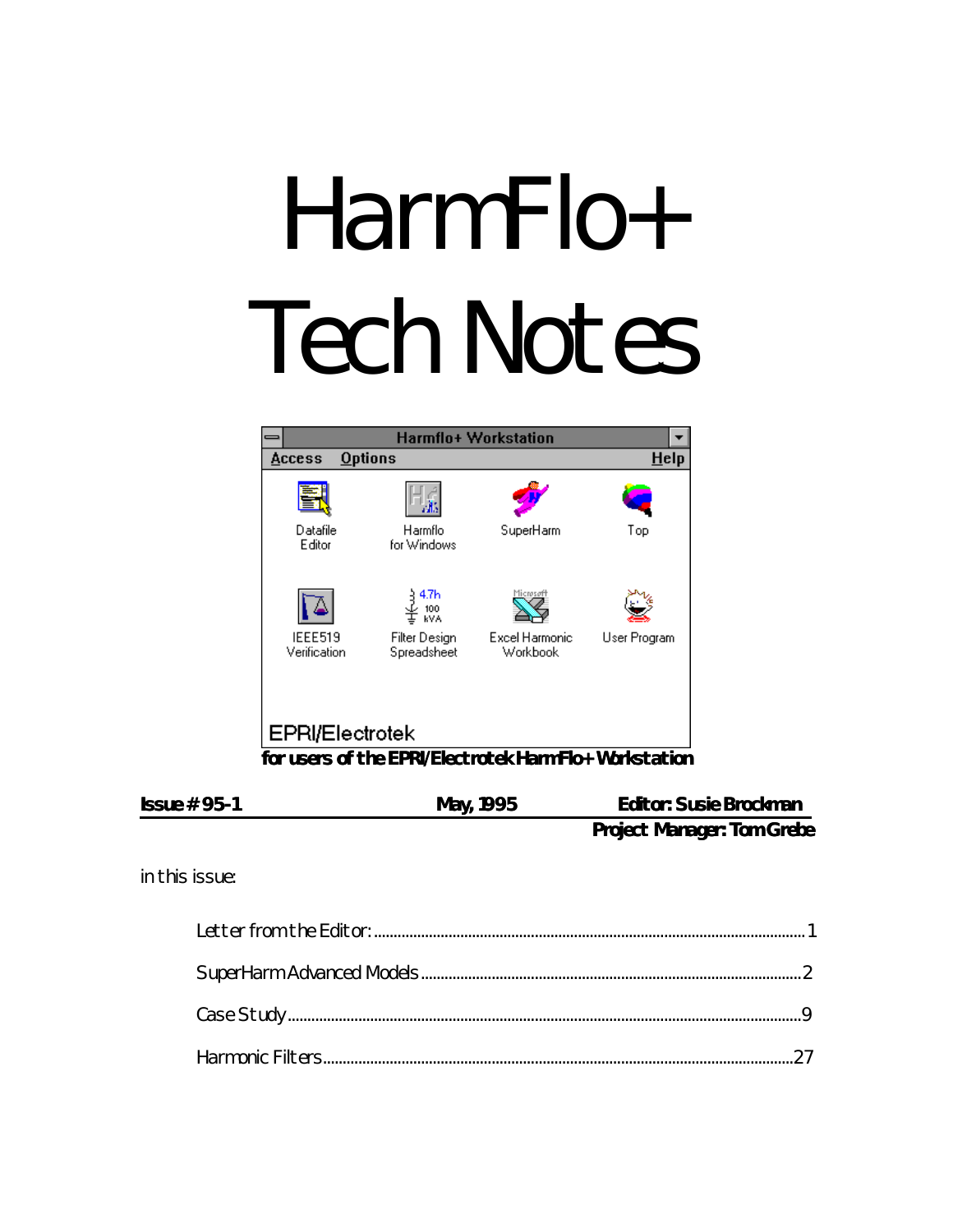# HarmFlo+ Tech Notes

Harmflo+ Workstation

Access Options Help

Datafile Editor | Harmflo for Windows | SuperHarm | Top

IEEE519 Verification | Filter Design Spreadsheet | Excel Harmonic Workbook | User Program

EPRI/Electrotek

**for users of the EPRI/Electrotek HarmFlo+ Workstation**

**Issue # 95-1** **May, 1995** **Editor: Susie Brockman**

**Project Manager: Tom Grebe**

in this issue:

Letter from the Editor: ........................................ 1

SuperHarm Advanced Models ........................................ 2

Case Study ........................................ 9

Harmonic Filters ........................................ 27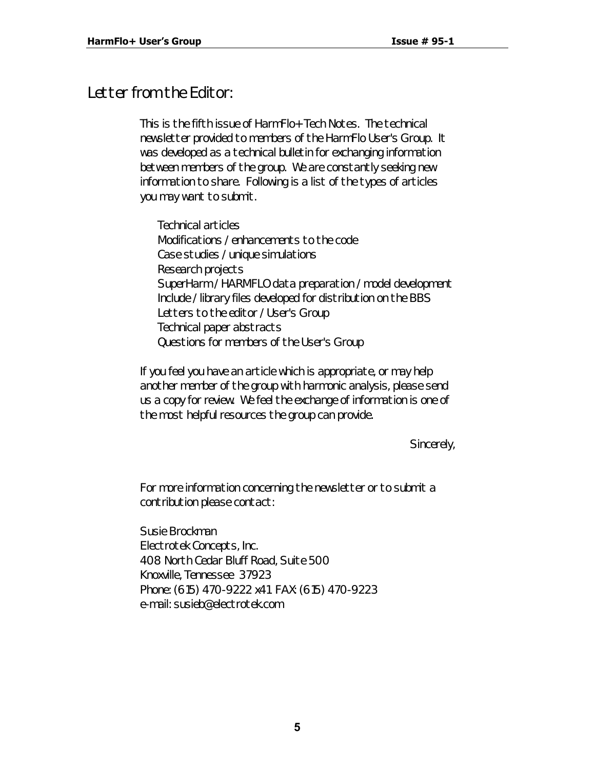# Letter from the Editor:

This is the fifth issue of HarmFlo+ Tech Notes. The technical newsletter provided to members of the HarmFlo User's Group. It was developed as a technical bulletin for exchanging information between members of the group. We are constantly seeking new information to share. Following is a list of the types of articles you may want to submit.

- Technical articles
- Modifications / enhancements to the code
- Case studies / unique simulations
- Research projects
- SuperHarm / HARMFLO data preparation / model development
- Include / library files developed for distribution on the BBS
- Letters to the editor / User's Group
- Technical paper abstracts
- Questions for members of the User's Group

If you feel you have an article which is appropriate, or may help another member of the group with harmonic analysis, please send us a copy for review. We feel the exchange of information is one of the most helpful resources the group can provide.

Sincerely,

For more information concerning the newsletter or to submit a contribution please contact:

Susie Brockman
Electrotek Concepts, Inc.
408 North Cedar Bluff Road, Suite 500
Knoxville, Tennessee 37923
Phone: (615) 470-9222 x41 FAX: (615) 470-9223
e-mail: susieb@electrotek.com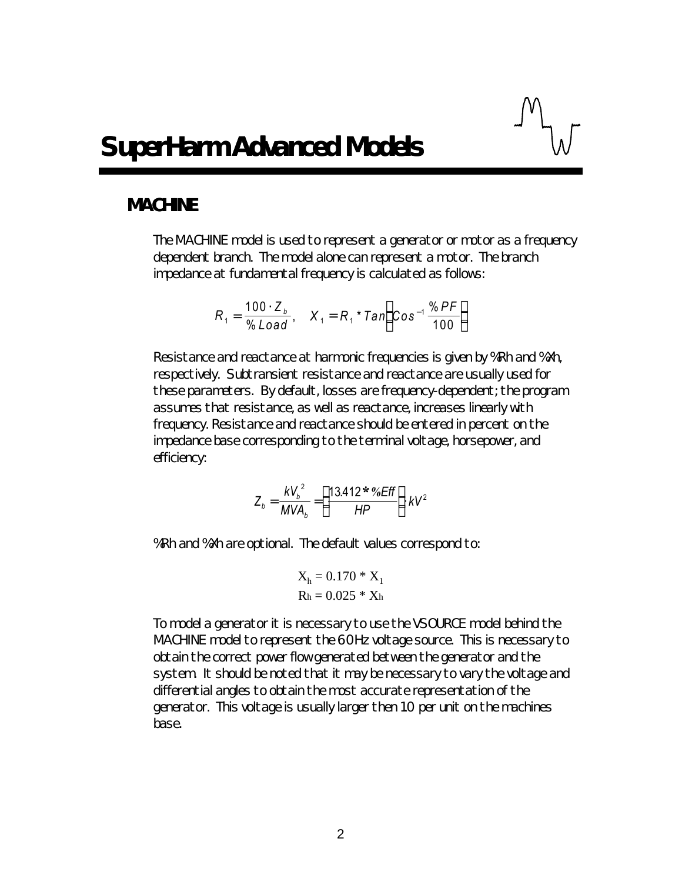# SuperHarm Advanced Models

## MACHINE

The MACHINE model is used to represent a generator or motor as a frequency dependent branch. The model alone can represent a motor. The branch impedance at fundamental frequency is calculated as follows:

$$R_1 = \frac{100 \cdot Z_b}{\%Load}, \quad X_1 = R_1 * Tan\left(Cos^{-1}\frac{\%PF}{100}\right)$$

Resistance and reactance at harmonic frequencies is given by %Rh and %Xh, respectively. Subtransient resistance and reactance are usually used for these parameters. By default, losses are frequency-dependent; the program assumes that resistance, as well as reactance, increases linearly with frequency. Resistance and reactance should be entered in percent on the impedance base corresponding to the terminal voltage, horsepower, and efficiency:

$$Z_b = \frac{kV_b^2}{MVA_b} = \left(\frac{13.412 * \%Eff}{HP}\right) kV^2$$

%Rh and %Xh are optional. The default values correspond to:

$$X_h = 0.170 * X_1$$
$$R_h = 0.025 * X_h$$

To model a generator it is necessary to use the VSOURCE model behind the MACHINE model to represent the 60Hz voltage source. This is necessary to obtain the correct power flow generated between the generator and the system. It should be noted that it may be necessary to vary the voltage and differential angles to obtain the most accurate representation of the generator. This voltage is usually larger then 1.0 per unit on the machines base.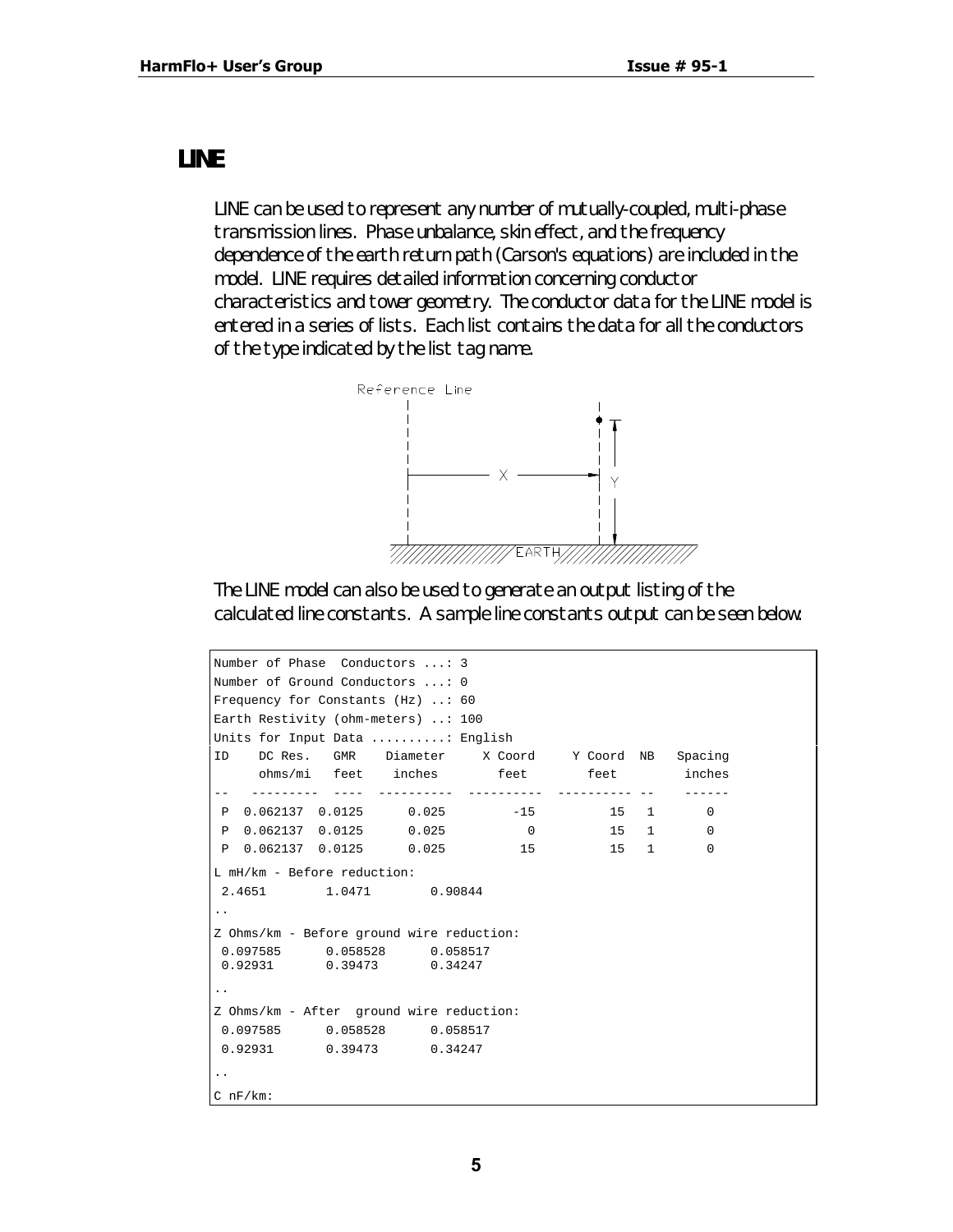# LINE

LINE can be used to represent any number of mutually-coupled, multi-phase transmission lines. Phase unbalance, skin effect, and the frequency dependence of the earth return path (Carson's equations) are included in the model. LINE requires detailed information concerning conductor characteristics and tower geometry. The conductor data for the LINE model is entered in a series of lists. Each list contains the data for all the conductors of the type indicated by the list tag name.

Reference Line

X

Y

EARTH

The LINE model can also be used to generate an output listing of the calculated line constants. A sample line constants output can be seen below.

```
Number of Phase  Conductors ...: 3
Number of Ground Conductors ...: 0
Frequency for Constants (Hz) ..: 60
Earth Restivity (ohm-meters) ..: 100
Units for Input Data ..........: English
ID    DC Res.   GMR    Diameter     X Coord     Y Coord  NB   Spacing
      ohms/mi   feet    inches        feet        feet         inches
--   ---------  ----  ----------  ----------  ---------- --    ------
 P  0.062137  0.0125      0.025         -15          15   1       0
 P  0.062137  0.0125      0.025           0          15   1       0
 P  0.062137  0.0125      0.025          15          15   1       0
L mH/km - Before reduction:
 2.4651        1.0471        0.90844
..
Z Ohms/km - Before ground wire reduction:
 0.097585      0.058528      0.058517
 0.92931       0.39473       0.34247
..
Z Ohms/km - After  ground wire reduction:
 0.097585      0.058528      0.058517
 0.92931       0.39473       0.34247
..
C nF/km:
```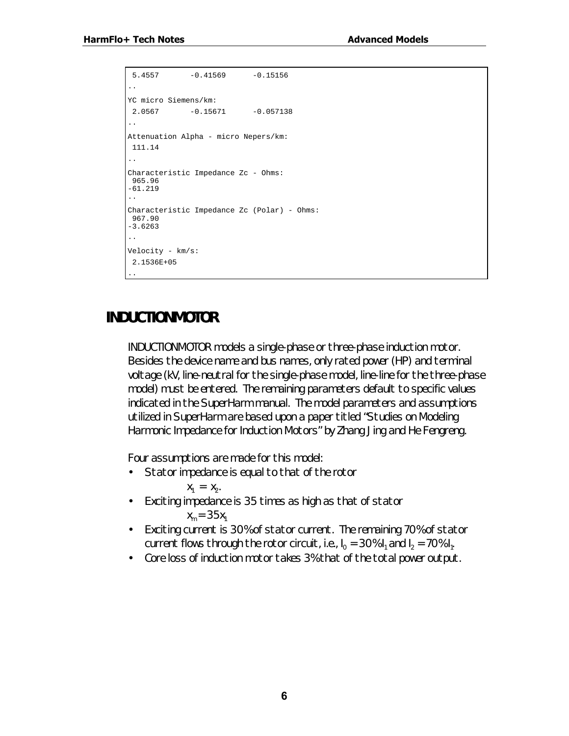```
 5.4557       -0.41569      -0.15156
..
YC micro Siemens/km:
 2.0567       -0.15671      -0.057138
..
Attenuation Alpha - micro Nepers/km:
 111.14
..
Characteristic Impedance Zc - Ohms:
 965.96
-61.219
..
Characteristic Impedance Zc (Polar) - Ohms:
 967.90
-3.6263
..
Velocity - km/s:
 2.1536E+05
..
```

## INDUCTIONMOTOR

INDUCTIONMOTOR models a single-phase or three-phase induction motor. Besides the device name and bus names, only rated power (HP) and terminal voltage (kV, line-neutral for the single-phase model, line-line for the three-phase model) must be entered. The remaining parameters default to specific values indicated in the SuperHarm manual. The model parameters and assumptions utilized in SuperHarm are based upon a paper titled "Studies on Modeling Harmonic Impedance for Induction Motors" by Zhang Jing and He Fengreng.

Four assumptions are made for this model:

- Stator impedance is equal to that of the rotor

  $x_1 = x_2$.
- Exciting impedance is 35 times as high as that of stator

  $x_m = 35x_1$
- Exciting current is 30% of stator current. The remaining 70% of stator current flows through the rotor circuit, i.e., $I_0 = 30\% I_1$ and $I_2 = 70\% I_1$.
- Core loss of induction motor takes 3% that of the total power output.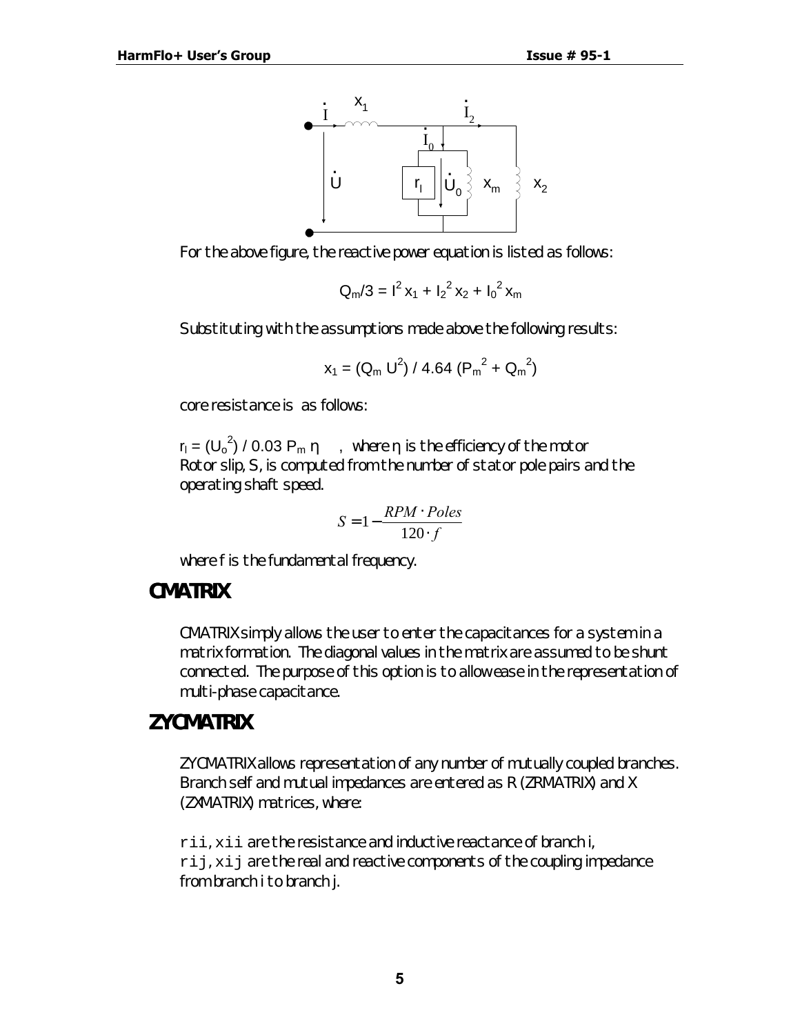For the above figure, the reactive power equation is listed as follows:

$$Q_m/3 = I^2 x_1 + I_2^2 x_2 + I_0^2 x_m$$

Substituting with the assumptions made above the following results:

$$x_1 = (Q_m U^2) / 4.64 (P_m^2 + Q_m^2)$$

core resistance is as follows:

$r_l = (U_o^2) / 0.03 P_m \eta$ , where $\eta$ is the efficiency of the motor
Rotor slip, S, is computed from the number of stator pole pairs and the operating shaft speed.

$$S = 1 - \frac{RPM \cdot Poles}{120 \cdot f}$$

where f is the fundamental frequency.

## CMATRIX

CMATRIX simply allows the user to enter the capacitances for a system in a matrix formation. The diagonal values in the matrix are assumed to be shunt connected. The purpose of this option is to allow ease in the representation of multi-phase capacitance.

## ZYCMATRIX

ZYCMATRIX allows representation of any number of mutually coupled branches. Branch self and mutual impedances are entered as R (ZRMATRIX) and X (ZXMATRIX) matrices, where:

`rii`, `xii` are the resistance and inductive reactance of branch i,
`rij`, `xij` are the real and reactive components of the coupling impedance from branch i to branch j.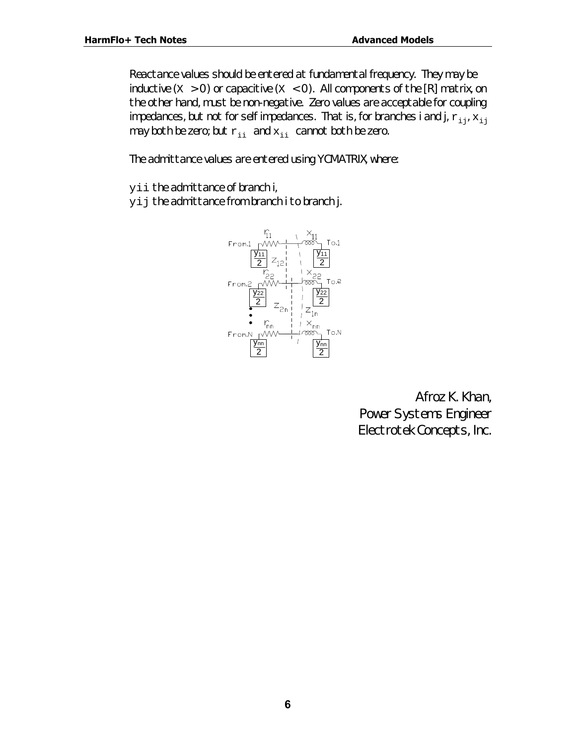Reactance values should be entered at fundamental frequency. They may be inductive ($X > 0$) or capacitive ($X < 0$). All components of the [R] matrix, on the other hand, must be non-negative. Zero values are acceptable for coupling impedances, but not for self impedances. That is, for branches i and j, $r_{ij}$, $x_{ij}$ may both be zero; but $r_{ii}$ and $x_{ii}$ cannot both be zero.

The admittance values are entered using YCMATRIX, where:

yii the admittance of branch i,
yij the admittance from branch i to branch j.

Afroz K. Khan,
Power Systems Engineer
Electrotek Concepts, Inc.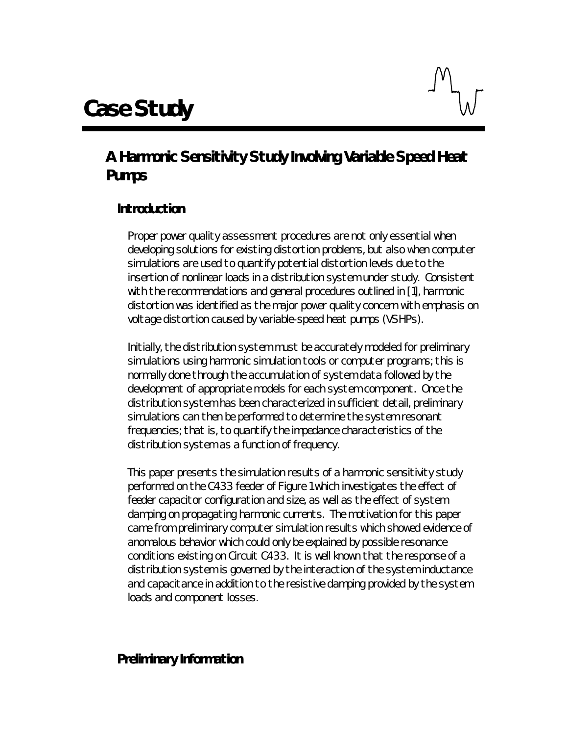# Case Study

## A Harmonic Sensitivity Study Involving Variable Speed Heat Pumps

### Introduction

Proper power quality assessment procedures are not only essential when developing solutions for existing distortion problems, but also when computer simulations are used to quantify potential distortion levels due to the insertion of nonlinear loads in a distribution system under study. Consistent with the recommendations and general procedures outlined in [1], harmonic distortion was identified as the major power quality concern with emphasis on voltage distortion caused by variable-speed heat pumps (VSHPs).

Initially, the distribution system must be accurately modeled for preliminary simulations using harmonic simulation tools or computer programs; this is normally done through the accumulation of system data followed by the development of appropriate models for each system component. Once the distribution system has been characterized in sufficient detail, preliminary simulations can then be performed to determine the system resonant frequencies; that is, to quantify the impedance characteristics of the distribution system as a function of frequency.

This paper presents the simulation results of a harmonic sensitivity study performed on the C433 feeder of Figure 1 which investigates the effect of feeder capacitor configuration and size, as well as the effect of system damping on propagating harmonic currents. The motivation for this paper came from preliminary computer simulation results which showed evidence of anomalous behavior which could only be explained by possible resonance conditions existing on Circuit C433. It is well known that the response of a distribution system is governed by the interaction of the system inductance and capacitance in addition to the resistive damping provided by the system loads and component losses.

### Preliminary Information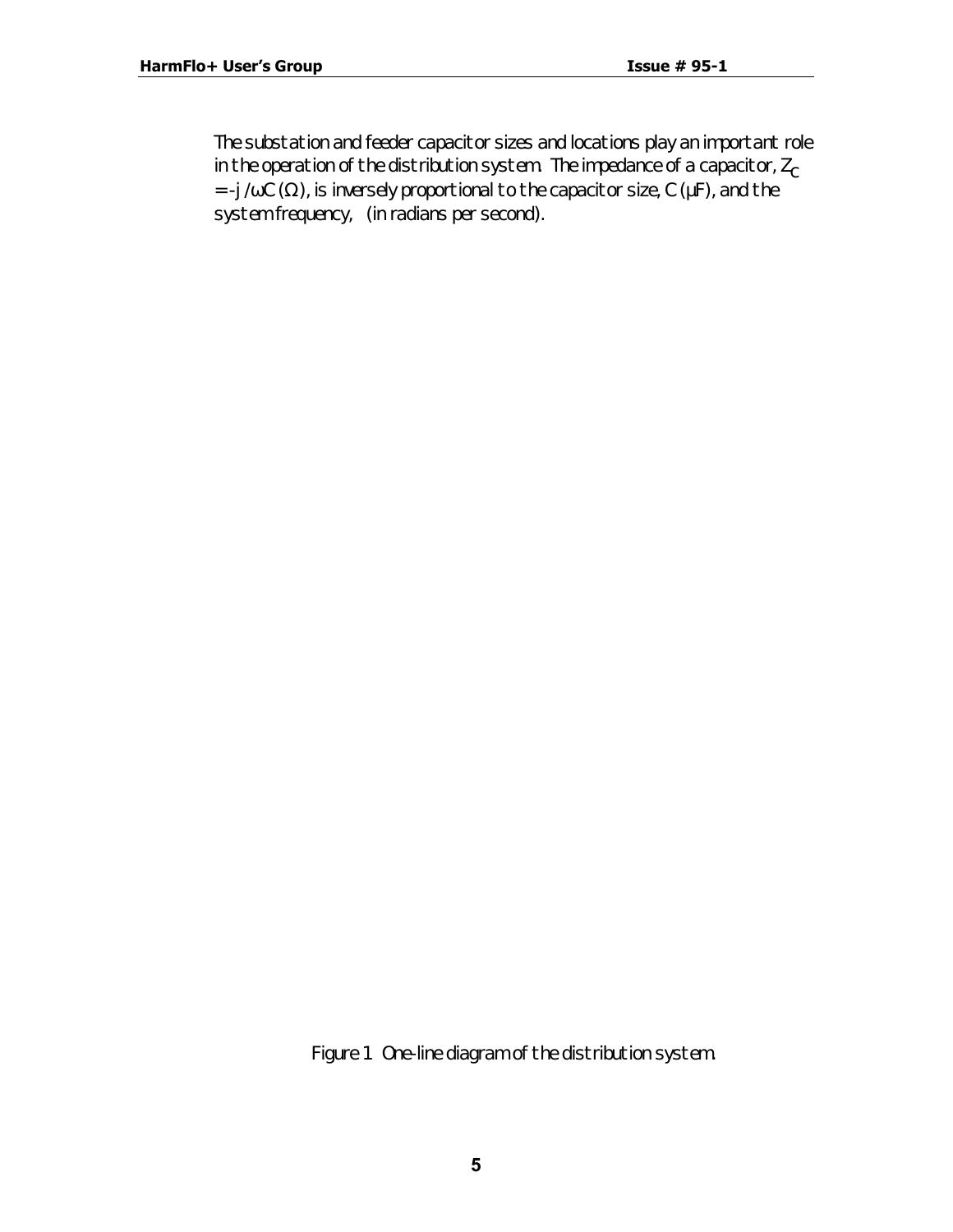The substation and feeder capacitor sizes and locations play an important role in the operation of the distribution system. The impedance of a capacitor, $Z_C = -j/\omega C$ ($\Omega$), is inversely proportional to the capacitor size, $C$ ($\mu$F), and the system frequency,  (in radians per second).

Figure 1 One-line diagram of the distribution system.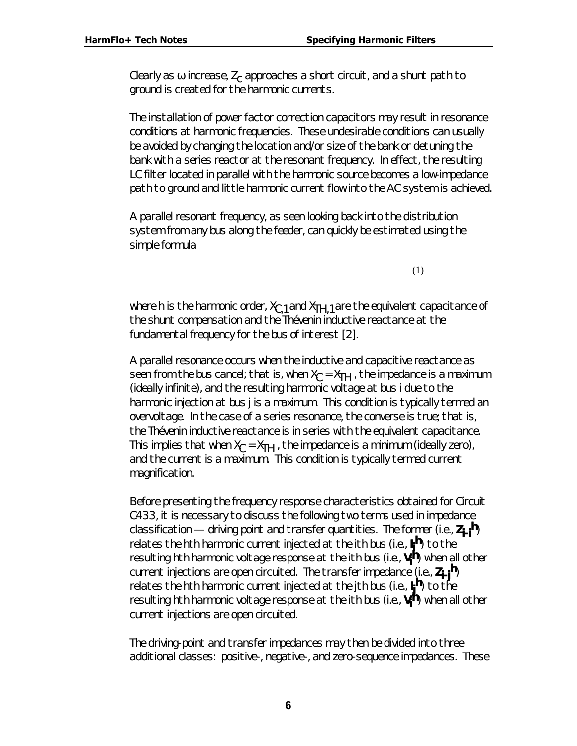Clearly as ω increase, $Z_C$ approaches a short circuit, and a shunt path to ground is created for the harmonic currents.

The installation of power factor correction capacitors may result in resonance conditions at harmonic frequencies. These undesirable conditions can usually be avoided by changing the location and/or size of the bank or detuning the bank with a series reactor at the resonant frequency. In effect, the resulting LC filter located in parallel with the harmonic source becomes a low-impedance path to ground and little harmonic current flow into the AC system is achieved.

A parallel resonant frequency, as seen looking back into the distribution system from any bus along the feeder, can quickly be estimated using the simple formula

(1)

where h is the harmonic order, $X_{C,1}$ and $X_{TH,1}$ are the equivalent capacitance of the shunt compensation and the Thévenin inductive reactance at the fundamental frequency for the bus of interest [2].

A parallel resonance occurs when the inductive and capacitive reactance as seen from the bus cancel; that is, when $X_C = X_{TH}$, the impedance is a maximum (ideally infinite), and the resulting harmonic voltage at bus i due to the harmonic injection at bus j is a maximum. This condition is typically termed an overvoltage. In the case of a series resonance, the converse is true; that is, the Thévenin inductive reactance is in series with the equivalent capacitance. This implies that when $X_C = X_{TH}$, the impedance is a minimum (ideally zero), and the current is a maximum. This condition is typically termed current magnification.

Before presenting the frequency response characteristics obtained for Circuit C433, it is necessary to discuss the following two terms used in impedance classification — driving point and transfer quantities. The former (i.e., $\mathbf{Z_{i-i}^h}$) relates the hth harmonic current injected at the ith bus (i.e., $\mathbf{I_i^h}$) to the resulting hth harmonic voltage response at the ith bus (i.e., $\mathbf{V_i^h}$) when all other current injections are open circuited. The transfer impedance (i.e., $\mathbf{Z_{i-j}^h}$) relates the hth harmonic current injected at the jth bus (i.e., $\mathbf{I_j^h}$) to the resulting hth harmonic voltage response at the ith bus (i.e., $\mathbf{V_i^h}$) when all other current injections are open circuited.

The driving-point and transfer impedances may then be divided into three additional classes: positive-, negative-, and zero-sequence impedances. These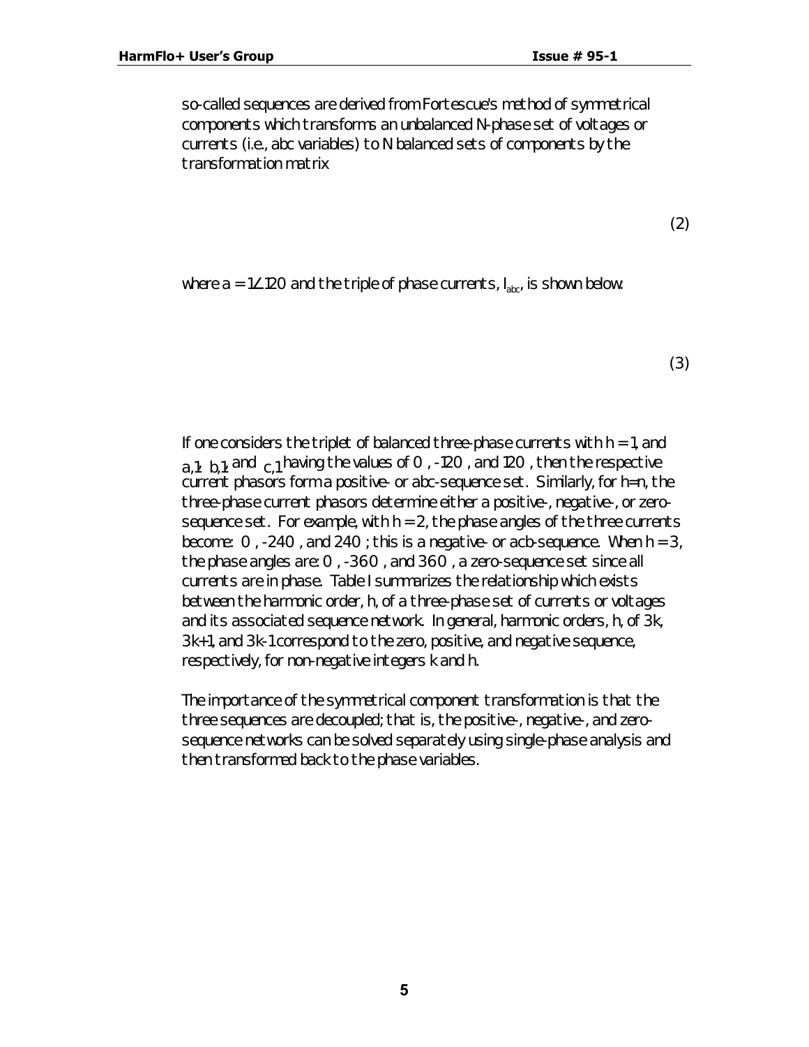so-called sequences are derived from Fortescue's method of symmetrical components which transforms an unbalanced N-phase set of voltages or currents (i.e., abc variables) to N balanced sets of components by the transformation matrix

(2)

where $a = 1\angle 120$ and the triple of phase currents, $I_{abc}$, is shown below.

(3)

If one considers the triplet of balanced three-phase currents with $h = 1$, and $a,1$, $b,1$, and $c,1$ having the values of 0 , -120 , and 120 , then the respective current phasors form a positive- or abc-sequence set. Similarly, for h=n, the three-phase current phasors determine either a positive-, negative-, or zero-sequence set. For example, with $h = 2$, the phase angles of the three currents become: 0 , -240 , and 240 ; this is a negative- or acb-sequence. When $h = 3$, the phase angles are: 0 , -360 , and 360 , a zero-sequence set since all currents are in phase. Table I summarizes the relationship which exists between the harmonic order, h, of a three-phase set of currents or voltages and its associated sequence network. In general, harmonic orders, h, of 3k, 3k+1, and 3k-1 correspond to the zero, positive, and negative sequence, respectively, for non-negative integers k and h.

The importance of the symmetrical component transformation is that the three sequences are decoupled; that is, the positive-, negative-, and zero-sequence networks can be solved separately using single-phase analysis and then transformed back to the phase variables.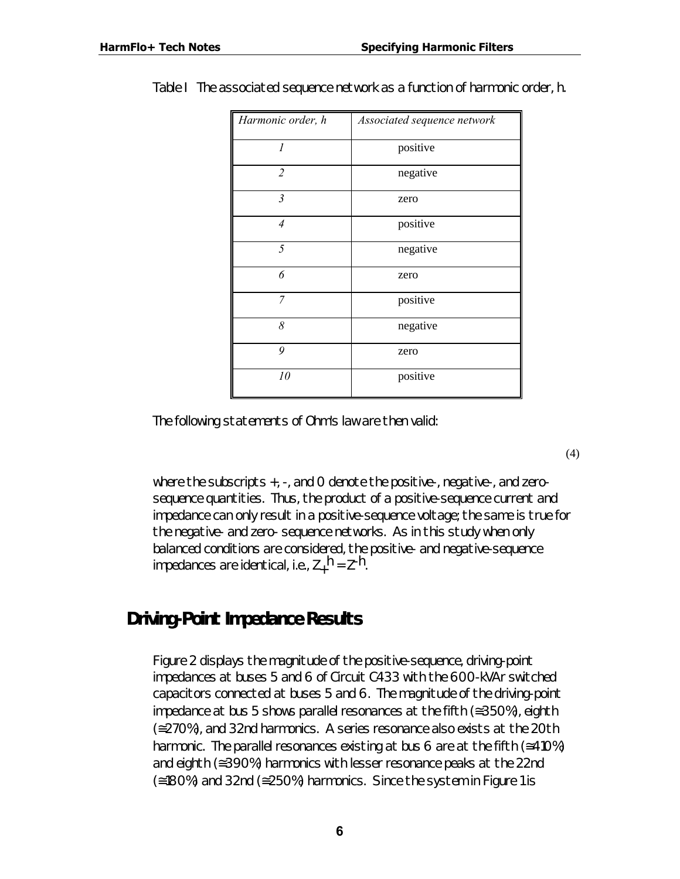Table I The associated sequence network as a function of harmonic order, h.

| *Harmonic order, h* | *Associated sequence network* |
|---|---|
| *1* | positive |
| *2* | negative |
| *3* | zero |
| *4* | positive |
| *5* | negative |
| *6* | zero |
| *7* | positive |
| *8* | negative |
| *9* | zero |
| *10* | positive |

The following statements of Ohm's law are then valid:

(4)

where the subscripts +, -, and 0 denote the positive-, negative-, and zero-sequence quantities. Thus, the product of a positive-sequence current and impedance can only result in a positive-sequence voltage; the same is true for the negative- and zero- sequence networks. As in this study when only balanced conditions are considered, the positive- and negative-sequence impedances are identical, i.e., $Z_+^h = Z_-^h$.

## Driving-Point Impedance Results

Figure 2 displays the magnitude of the positive-sequence, driving-point impedances at buses 5 and 6 of Circuit C433 with the 600-kVAr switched capacitors connected at buses 5 and 6. The magnitude of the driving-point impedance at bus 5 shows parallel resonances at the fifth (≅350%), eighth (≅270%), and 32nd harmonics. A series resonance also exists at the 20th harmonic. The parallel resonances existing at bus 6 are at the fifth (≅410%) and eighth (≅390%) harmonics with lesser resonance peaks at the 22nd (≅180%) and 32nd (≅250%) harmonics. Since the system in Figure 1 is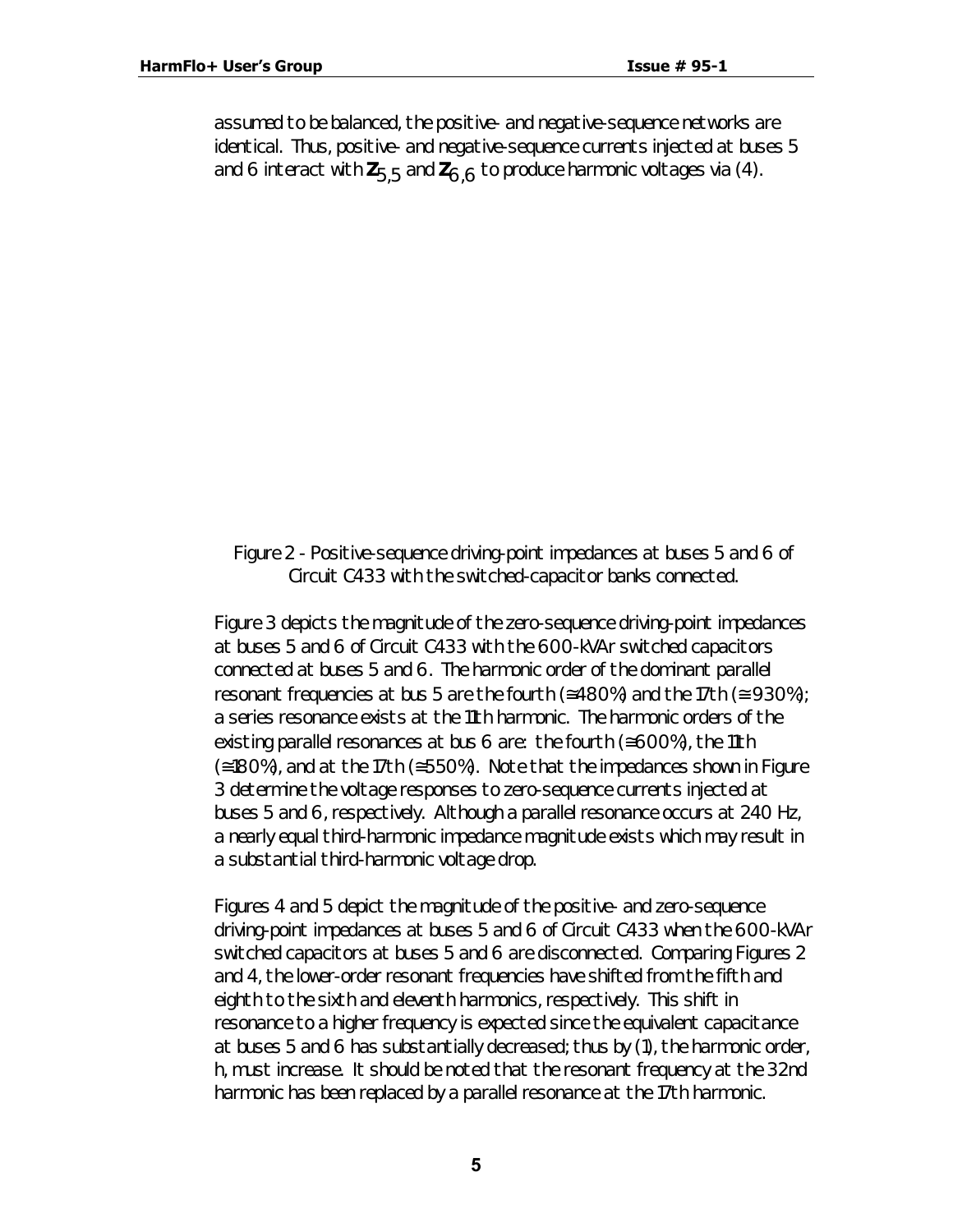assumed to be balanced, the positive- and negative-sequence networks are identical. Thus, positive- and negative-sequence currents injected at buses 5 and 6 interact with $\mathbf{Z}_{5,5}$ and $\mathbf{Z}_{6,6}$ to produce harmonic voltages via (4).

Figure 2 - Positive-sequence driving-point impedances at buses 5 and 6 of Circuit C433 with the switched-capacitor banks connected.

Figure 3 depicts the magnitude of the zero-sequence driving-point impedances at buses 5 and 6 of Circuit C433 with the 600-kVAr switched capacitors connected at buses 5 and 6. The harmonic order of the dominant parallel resonant frequencies at bus 5 are the fourth (≅480%) and the 17th (≅ 930%); a series resonance exists at the 11th harmonic. The harmonic orders of the existing parallel resonances at bus 6 are: the fourth (≅600%), the 11th (≅180%), and at the 17th (≅550%). Note that the impedances shown in Figure 3 determine the voltage responses to zero-sequence currents injected at buses 5 and 6, respectively. Although a parallel resonance occurs at 240 Hz, a nearly equal third-harmonic impedance magnitude exists which may result in a substantial third-harmonic voltage drop.

Figures 4 and 5 depict the magnitude of the positive- and zero-sequence driving-point impedances at buses 5 and 6 of Circuit C433 when the 600-kVAr switched capacitors at buses 5 and 6 are disconnected. Comparing Figures 2 and 4, the lower-order resonant frequencies have shifted from the fifth and eighth to the sixth and eleventh harmonics, respectively. This shift in resonance to a higher frequency is expected since the equivalent capacitance at buses 5 and 6 has substantially decreased; thus by (1), the harmonic order, h, must increase. It should be noted that the resonant frequency at the 32nd harmonic has been replaced by a parallel resonance at the 17th harmonic.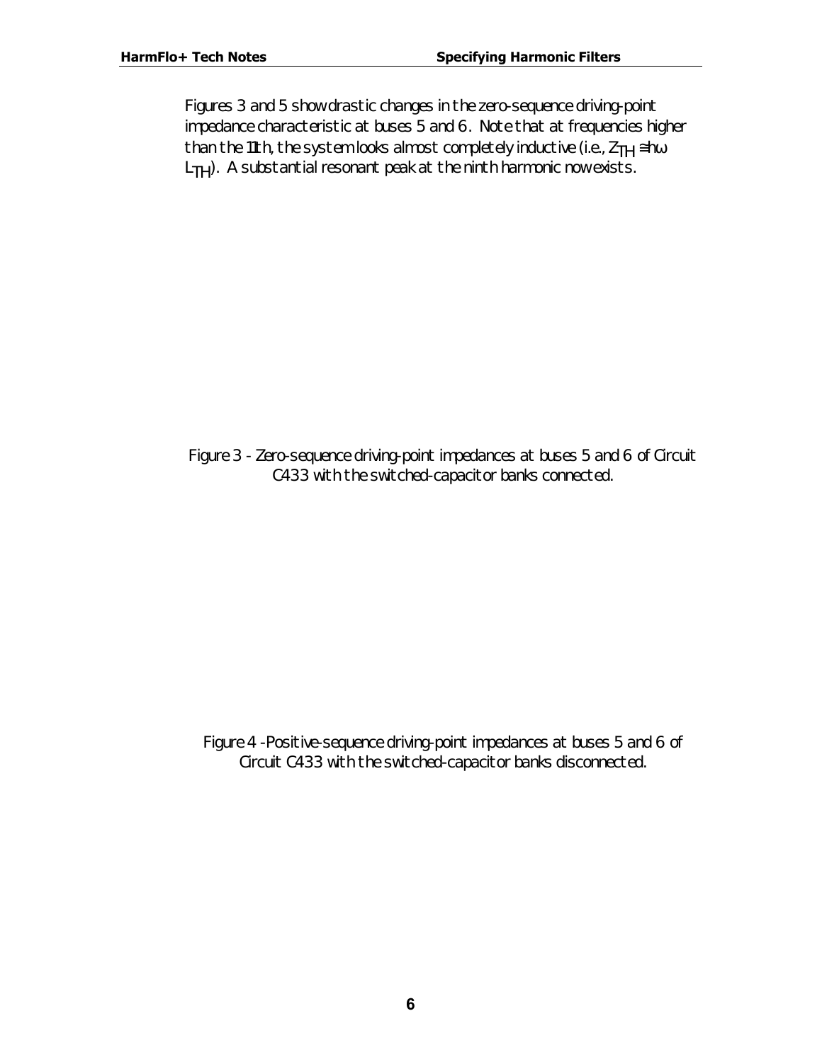Figures 3 and 5 show drastic changes in the zero-sequence driving-point impedance characteristic at buses 5 and 6. Note that at frequencies higher than the 11th, the system looks almost completely inductive (i.e., $Z_{TH} \cong h\omega L_{TH}$). A substantial resonant peak at the ninth harmonic now exists.

Figure 3 - Zero-sequence driving-point impedances at buses 5 and 6 of Circuit C433 with the switched-capacitor banks connected.

Figure 4 -Positive-sequence driving-point impedances at buses 5 and 6 of Circuit C433 with the switched-capacitor banks disconnected.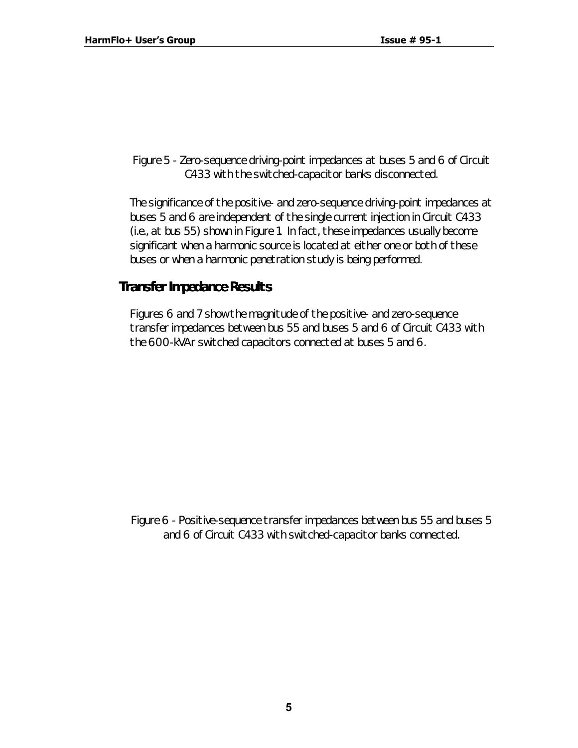Figure 5 - Zero-sequence driving-point impedances at buses 5 and 6 of Circuit C433 with the switched-capacitor banks disconnected.

The significance of the positive- and zero-sequence driving-point impedances at buses 5 and 6 are independent of the single current injection in Circuit C433 (i.e., at bus 55) shown in Figure 1. In fact, these impedances usually become significant when a harmonic source is located at either one or both of these buses or when a harmonic penetration study is being performed.

## Transfer Impedance Results

Figures 6 and 7 show the magnitude of the positive- and zero-sequence transfer impedances between bus 55 and buses 5 and 6 of Circuit C433 with the 600-kVAr switched capacitors connected at buses 5 and 6.

Figure 6 - Positive-sequence transfer impedances between bus 55 and buses 5 and 6 of Circuit C433 with switched-capacitor banks connected.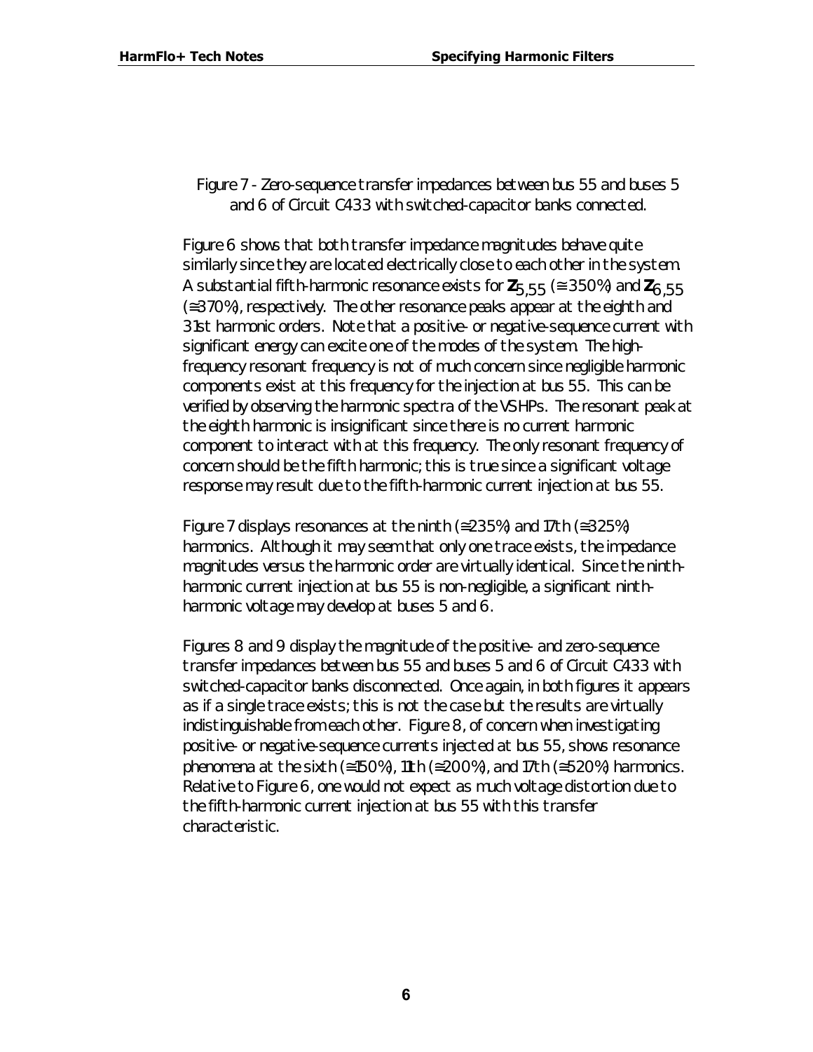Figure 7 - Zero-sequence transfer impedances between bus 55 and buses 5 and 6 of Circuit C433 with switched-capacitor banks connected.

Figure 6 shows that both transfer impedance magnitudes behave quite similarly since they are located electrically close to each other in the system. A substantial fifth-harmonic resonance exists for $\mathbf{Z}_{5,55}$ (≅ 350%) and $\mathbf{Z}_{6,55}$ (≅370%), respectively. The other resonance peaks appear at the eighth and 31st harmonic orders. Note that a positive- or negative-sequence current with significant energy can excite one of the modes of the system. The high-frequency resonant frequency is not of much concern since negligible harmonic components exist at this frequency for the injection at bus 55. This can be verified by observing the harmonic spectra of the VSHPs. The resonant peak at the eighth harmonic is insignificant since there is no current harmonic component to interact with at this frequency. The only resonant frequency of concern should be the fifth harmonic; this is true since a significant voltage response may result due to the fifth-harmonic current injection at bus 55.

Figure 7 displays resonances at the ninth (≅235%) and 17th (≅325%) harmonics. Although it may seem that only one trace exists, the impedance magnitudes versus the harmonic order are virtually identical. Since the ninth-harmonic current injection at bus 55 is non-negligible, a significant ninth-harmonic voltage may develop at buses 5 and 6.

Figures 8 and 9 display the magnitude of the positive- and zero-sequence transfer impedances between bus 55 and buses 5 and 6 of Circuit C433 with switched-capacitor banks disconnected. Once again, in both figures it appears as if a single trace exists; this is not the case but the results are virtually indistinguishable from each other. Figure 8, of concern when investigating positive- or negative-sequence currents injected at bus 55, shows resonance phenomena at the sixth (≅150%), 11th (≅200%), and 17th (≅520%) harmonics. Relative to Figure 6, one would not expect as much voltage distortion due to the fifth-harmonic current injection at bus 55 with this transfer characteristic.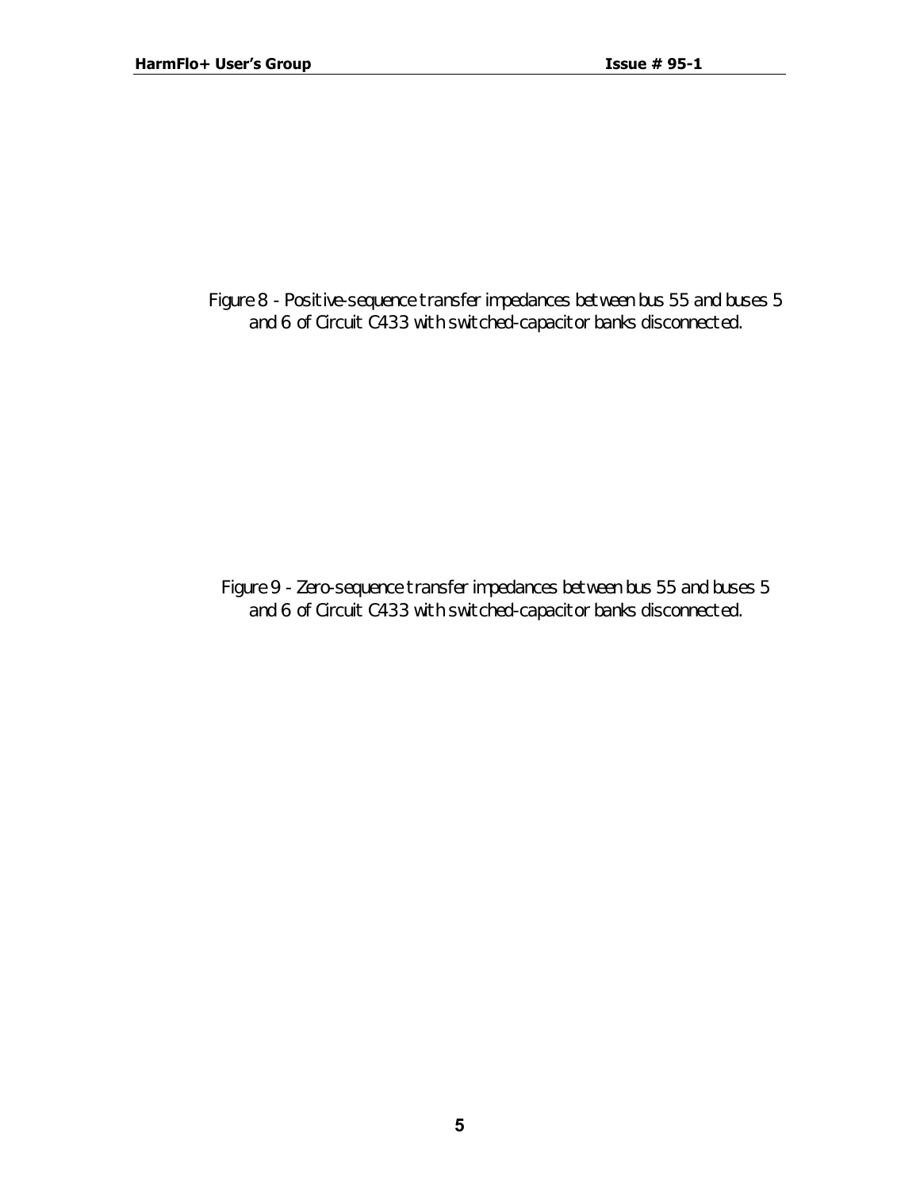Figure 8 - Positive-sequence transfer impedances between bus 55 and buses 5 and 6 of Circuit C433 with switched-capacitor banks disconnected.

Figure 9 - Zero-sequence transfer impedances between bus 55 and buses 5 and 6 of Circuit C433 with switched-capacitor banks disconnected.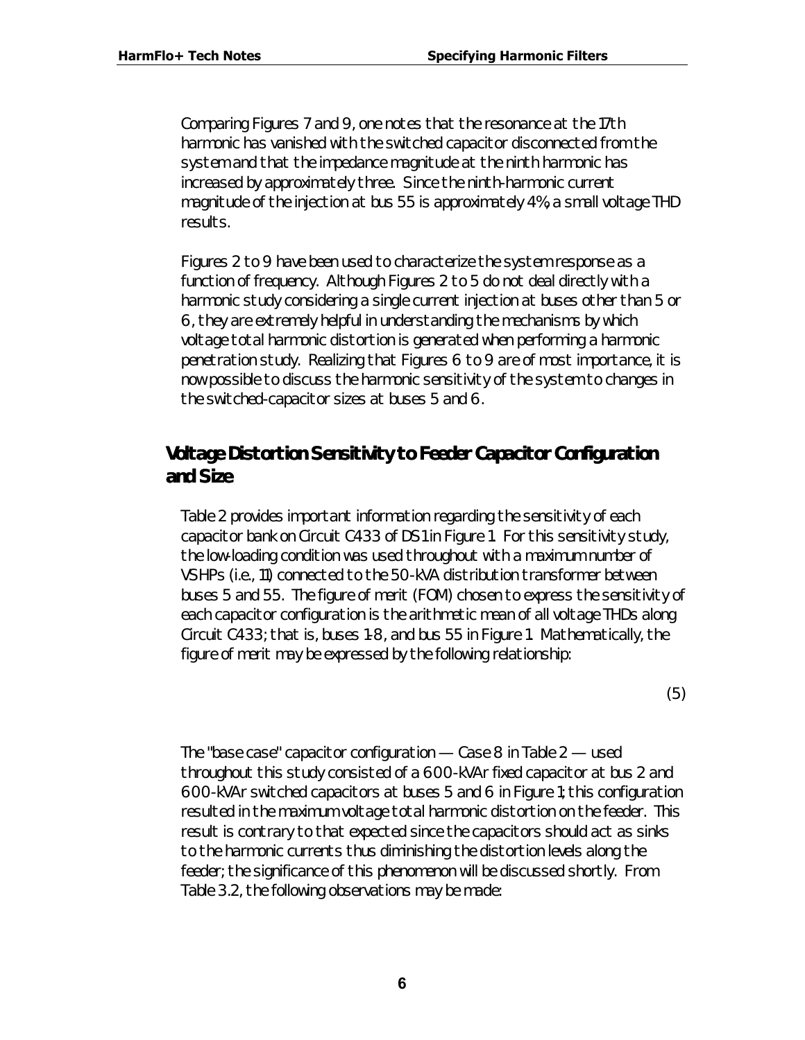Comparing Figures 7 and 9, one notes that the resonance at the 17th harmonic has vanished with the switched capacitor disconnected from the system and that the impedance magnitude at the ninth harmonic has increased by approximately three. Since the ninth-harmonic current magnitude of the injection at bus 55 is approximately 4%, a small voltage THD results.

Figures 2 to 9 have been used to characterize the system response as a function of frequency. Although Figures 2 to 5 do not deal directly with a harmonic study considering a single current injection at buses other than 5 or 6, they are extremely helpful in understanding the mechanisms by which voltage total harmonic distortion is generated when performing a harmonic penetration study. Realizing that Figures 6 to 9 are of most importance, it is now possible to discuss the harmonic sensitivity of the system to changes in the switched-capacitor sizes at buses 5 and 6.

## Voltage Distortion Sensitivity to Feeder Capacitor Configuration and Size

Table 2 provides important information regarding the sensitivity of each capacitor bank on Circuit C433 of DS1 in Figure 1. For this sensitivity study, the low-loading condition was used throughout with a maximum number of VSHPs (i.e., 11) connected to the 50-kVA distribution transformer between buses 5 and 55. The figure of merit (FOM) chosen to express the sensitivity of each capacitor configuration is the arithmetic mean of all voltage THDs along Circuit C433; that is, buses 1-8, and bus 55 in Figure 1. Mathematically, the figure of merit may be expressed by the following relationship:

(5)

The "base case" capacitor configuration — Case 8 in Table 2 — used throughout this study consisted of a 600-kVAr fixed capacitor at bus 2 and 600-kVAr switched capacitors at buses 5 and 6 in Figure 1; this configuration resulted in the maximum voltage total harmonic distortion on the feeder. This result is contrary to that expected since the capacitors should act as sinks to the harmonic currents thus diminishing the distortion levels along the feeder; the significance of this phenomenon will be discussed shortly. From Table 3.2, the following observations may be made: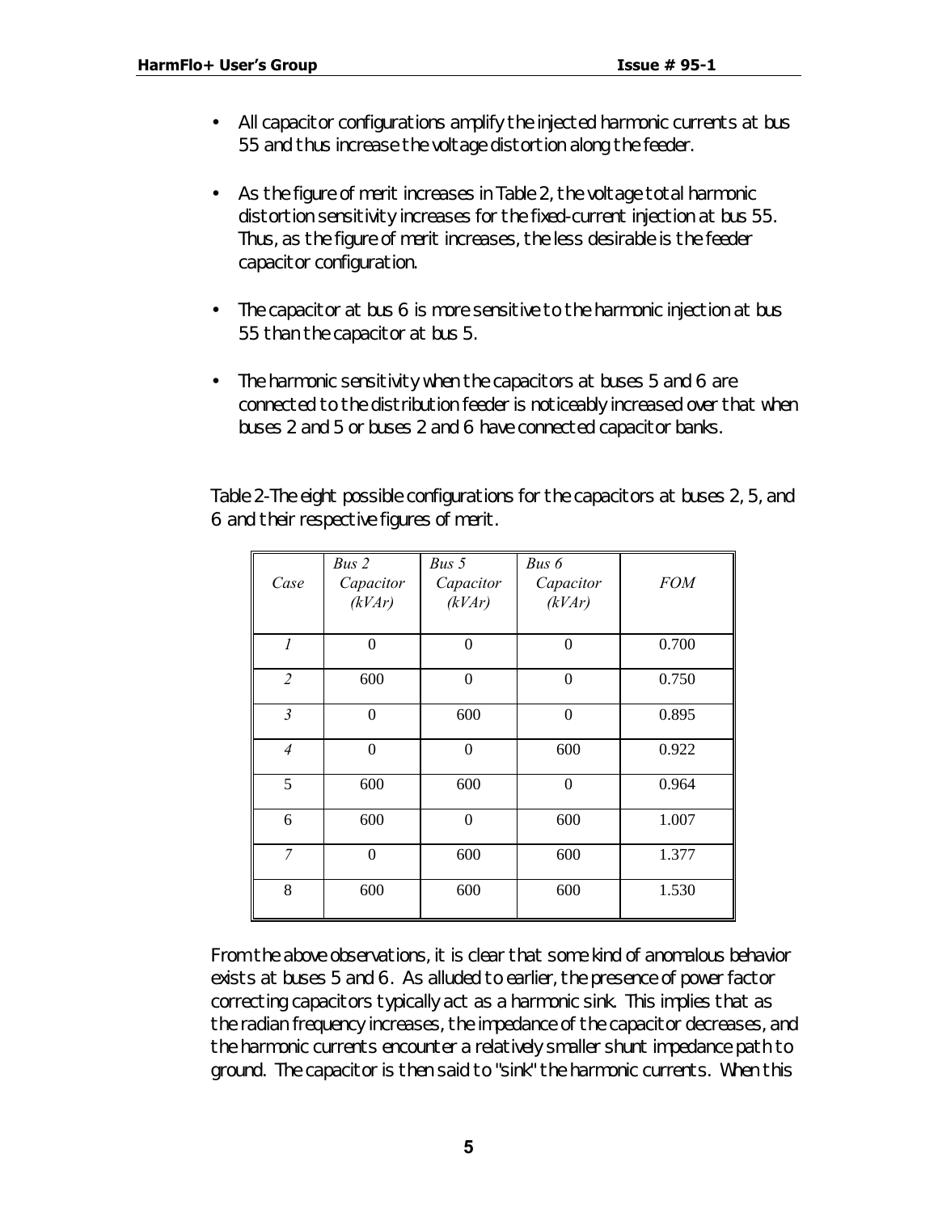- All capacitor configurations amplify the injected harmonic currents at bus 55 and thus increase the voltage distortion along the feeder.

- As the figure of merit increases in Table 2, the voltage total harmonic distortion sensitivity increases for the fixed-current injection at bus 55. Thus, as the figure of merit increases, the less desirable is the feeder capacitor configuration.

- The capacitor at bus 6 is more sensitive to the harmonic injection at bus 55 than the capacitor at bus 5.

- The harmonic sensitivity when the capacitors at buses 5 and 6 are connected to the distribution feeder is noticeably increased over that when buses 2 and 5 or buses 2 and 6 have connected capacitor banks.

Table 2-The eight possible configurations for the capacitors at buses 2, 5, and 6 and their respective figures of merit.

| *Case* | *Bus 2 Capacitor (kVAr)* | *Bus 5 Capacitor (kVAr)* | *Bus 6 Capacitor (kVAr)* | *FOM* |
|---|---|---|---|---|
| *1* | 0 | 0 | 0 | 0.700 |
| *2* | 600 | 0 | 0 | 0.750 |
| *3* | 0 | 600 | 0 | 0.895 |
| *4* | 0 | 0 | 600 | 0.922 |
| 5 | 600 | 600 | 0 | 0.964 |
| 6 | 600 | 0 | 600 | 1.007 |
| *7* | 0 | 600 | 600 | 1.377 |
| 8 | 600 | 600 | 600 | 1.530 |

From the above observations, it is clear that some kind of anomalous behavior exists at buses 5 and 6. As alluded to earlier, the presence of power factor correcting capacitors typically act as a harmonic sink. This implies that as the radian frequency increases, the impedance of the capacitor decreases, and the harmonic currents encounter a relatively smaller shunt impedance path to ground. The capacitor is then said to "sink" the harmonic currents. When this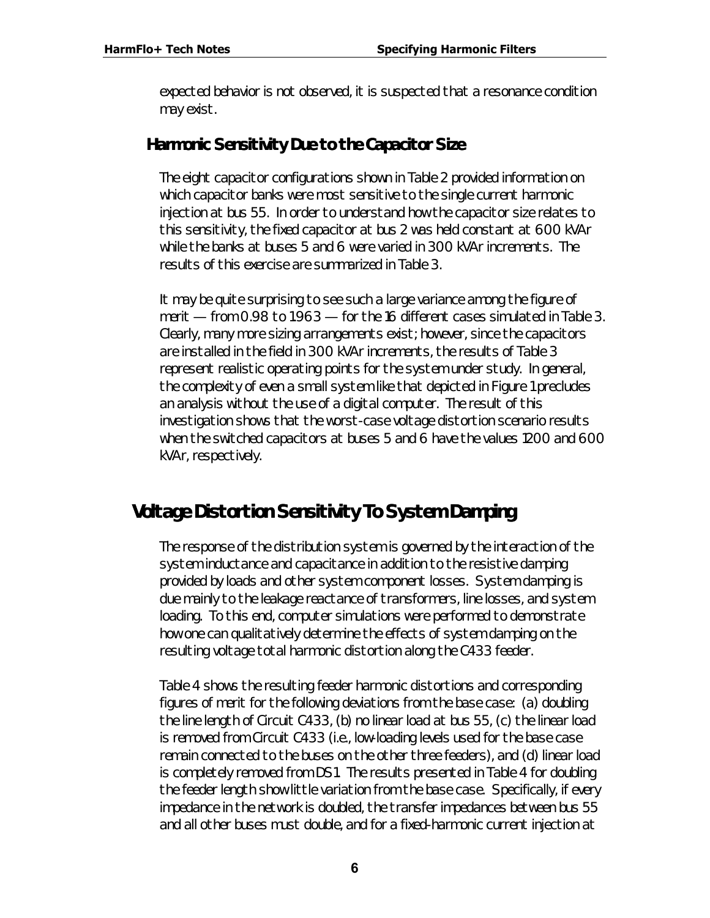expected behavior is not observed, it is suspected that a resonance condition may exist.

### Harmonic Sensitivity Due to the Capacitor Size

The eight capacitor configurations shown in Table 2 provided information on which capacitor banks were most sensitive to the single current harmonic injection at bus 55. In order to understand how the capacitor size relates to this sensitivity, the fixed capacitor at bus 2 was held constant at 600 kVAr while the banks at buses 5 and 6 were varied in 300 kVAr increments. The results of this exercise are summarized in Table 3.

It may be quite surprising to see such a large variance among the figure of merit — from 0.98 to 1963 — for the 16 different cases simulated in Table 3. Clearly, many more sizing arrangements exist; however, since the capacitors are installed in the field in 300 kVAr increments, the results of Table 3 represent realistic operating points for the system under study. In general, the complexity of even a small system like that depicted in Figure 1 precludes an analysis without the use of a digital computer. The result of this investigation shows that the worst-case voltage distortion scenario results when the switched capacitors at buses 5 and 6 have the values 1200 and 600 kVAr, respectively.

## Voltage Distortion Sensitivity To System Damping

The response of the distribution system is governed by the interaction of the system inductance and capacitance in addition to the resistive damping provided by loads and other system component losses. System damping is due mainly to the leakage reactance of transformers, line losses, and system loading. To this end, computer simulations were performed to demonstrate how one can qualitatively determine the effects of system damping on the resulting voltage total harmonic distortion along the C433 feeder.

Table 4 shows the resulting feeder harmonic distortions and corresponding figures of merit for the following deviations from the base case: (a) doubling the line length of Circuit C433, (b) no linear load at bus 55, (c) the linear load is removed from Circuit C433 (i.e., low-loading levels used for the base case remain connected to the buses on the other three feeders), and (d) linear load is completely removed from DS1. The results presented in Table 4 for doubling the feeder length show little variation from the base case. Specifically, if every impedance in the network is doubled, the transfer impedances between bus 55 and all other buses must double, and for a fixed-harmonic current injection at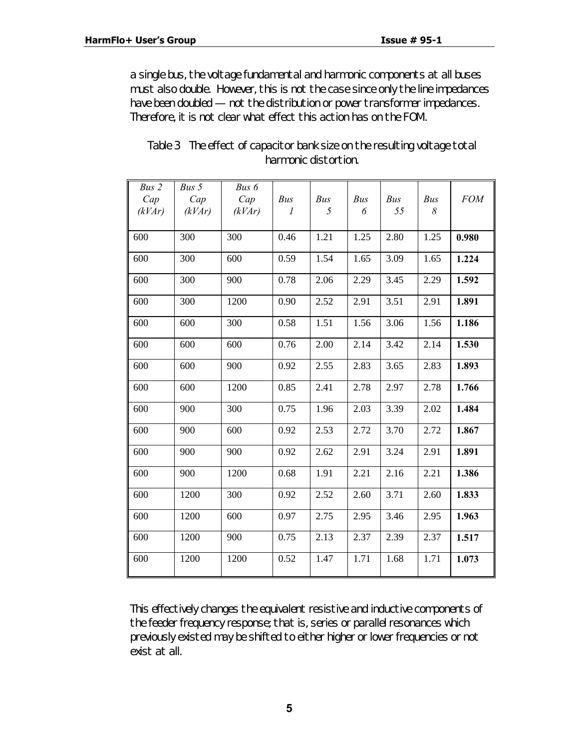a single bus, the voltage fundamental and harmonic components at all buses must also double. However, this is not the case since only the line impedances have been doubled — not the distribution or power transformer impedances. Therefore, it is not clear what effect this action has on the FOM.

Table 3 The effect of capacitor bank size on the resulting voltage total harmonic distortion.

| *Bus 2 Cap (kVAr)* | *Bus 5 Cap (kVAr)* | *Bus 6 Cap (kVAr)* | *Bus 1* | *Bus 5* | *Bus 6* | *Bus 55* | *Bus 8* | *FOM* |
|---|---|---|---|---|---|---|---|---|
| 600 | 300 | 300 | 0.46 | 1.21 | 1.25 | 2.80 | 1.25 | **0.980** |
| 600 | 300 | 600 | 0.59 | 1.54 | 1.65 | 3.09 | 1.65 | **1.224** |
| 600 | 300 | 900 | 0.78 | 2.06 | 2.29 | 3.45 | 2.29 | **1.592** |
| 600 | 300 | 1200 | 0.90 | 2.52 | 2.91 | 3.51 | 2.91 | **1.891** |
| 600 | 600 | 300 | 0.58 | 1.51 | 1.56 | 3.06 | 1.56 | **1.186** |
| 600 | 600 | 600 | 0.76 | 2.00 | 2.14 | 3.42 | 2.14 | **1.530** |
| 600 | 600 | 900 | 0.92 | 2.55 | 2.83 | 3.65 | 2.83 | **1.893** |
| 600 | 600 | 1200 | 0.85 | 2.41 | 2.78 | 2.97 | 2.78 | **1.766** |
| 600 | 900 | 300 | 0.75 | 1.96 | 2.03 | 3.39 | 2.02 | **1.484** |
| 600 | 900 | 600 | 0.92 | 2.53 | 2.72 | 3.70 | 2.72 | **1.867** |
| 600 | 900 | 900 | 0.92 | 2.62 | 2.91 | 3.24 | 2.91 | **1.891** |
| 600 | 900 | 1200 | 0.68 | 1.91 | 2.21 | 2.16 | 2.21 | **1.386** |
| 600 | 1200 | 300 | 0.92 | 2.52 | 2.60 | 3.71 | 2.60 | **1.833** |
| 600 | 1200 | 600 | 0.97 | 2.75 | 2.95 | 3.46 | 2.95 | **1.963** |
| 600 | 1200 | 900 | 0.75 | 2.13 | 2.37 | 2.39 | 2.37 | **1.517** |
| 600 | 1200 | 1200 | 0.52 | 1.47 | 1.71 | 1.68 | 1.71 | **1.073** |

This effectively changes the equivalent resistive and inductive components of the feeder frequency response; that is, series or parallel resonances which previously existed may be shifted to either higher or lower frequencies or not exist at all.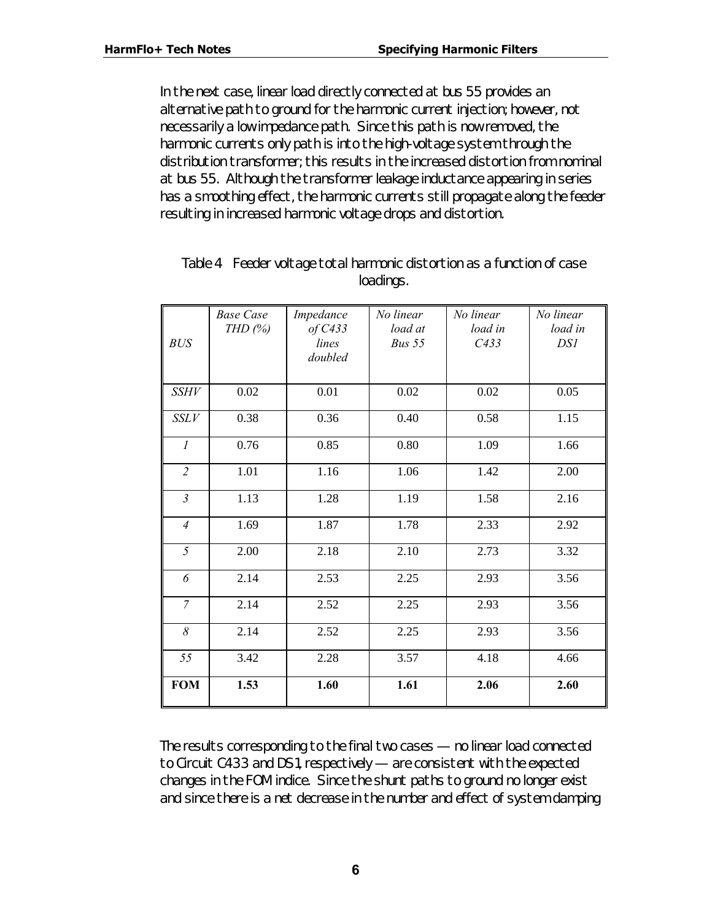In the next case, linear load directly connected at bus 55 provides an alternative path to ground for the harmonic current injection; however, not necessarily a low impedance path. Since this path is now removed, the harmonic currents only path is into the high-voltage system through the distribution transformer; this results in the increased distortion from nominal at bus 55. Although the transformer leakage inductance appearing in series has a smoothing effect, the harmonic currents still propagate along the feeder resulting in increased harmonic voltage drops and distortion.

Table 4 Feeder voltage total harmonic distortion as a function of case loadings.

| *BUS* | *Base Case THD (%)* | *Impedance of C433 lines doubled* | *No linear load at Bus 55* | *No linear load in C433* | *No linear load in DS1* |
|---|---|---|---|---|---|
| *SSHV* | 0.02 | 0.01 | 0.02 | 0.02 | 0.05 |
| *SSLV* | 0.38 | 0.36 | 0.40 | 0.58 | 1.15 |
| *1* | 0.76 | 0.85 | 0.80 | 1.09 | 1.66 |
| *2* | 1.01 | 1.16 | 1.06 | 1.42 | 2.00 |
| *3* | 1.13 | 1.28 | 1.19 | 1.58 | 2.16 |
| *4* | 1.69 | 1.87 | 1.78 | 2.33 | 2.92 |
| *5* | 2.00 | 2.18 | 2.10 | 2.73 | 3.32 |
| *6* | 2.14 | 2.53 | 2.25 | 2.93 | 3.56 |
| *7* | 2.14 | 2.52 | 2.25 | 2.93 | 3.56 |
| *8* | 2.14 | 2.52 | 2.25 | 2.93 | 3.56 |
| *55* | 3.42 | 2.28 | 3.57 | 4.18 | 4.66 |
| **FOM** | **1.53** | **1.60** | **1.61** | **2.06** | **2.60** |

The results corresponding to the final two cases — no linear load connected to Circuit C433 and DS1, respectively — are consistent with the expected changes in the FOM indice. Since the shunt paths to ground no longer exist and since there is a net decrease in the number and effect of system damping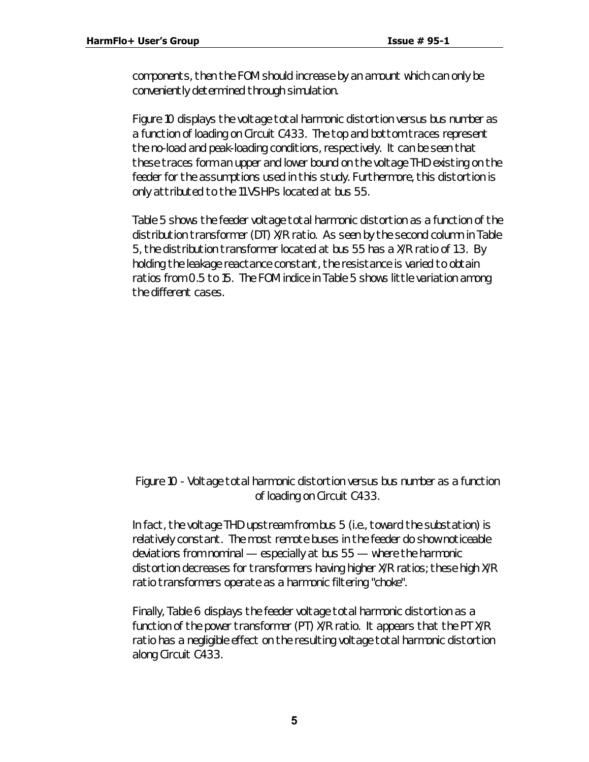components, then the FOM should increase by an amount which can only be conveniently determined through simulation.

Figure 10 displays the voltage total harmonic distortion versus bus number as a function of loading on Circuit C433. The top and bottom traces represent the no-load and peak-loading conditions, respectively. It can be seen that these traces form an upper and lower bound on the voltage THD existing on the feeder for the assumptions used in this study. Furthermore, this distortion is only attributed to the 11 VSHPs located at bus 55.

Table 5 shows the feeder voltage total harmonic distortion as a function of the distribution transformer (DT) X/R ratio. As seen by the second column in Table 5, the distribution transformer located at bus 55 has a X/R ratio of 1.3. By holding the leakage reactance constant, the resistance is varied to obtain ratios from 0.5 to 15. The FOM indice in Table 5 shows little variation among the different cases.

Figure 10 - Voltage total harmonic distortion versus bus number as a function of loading on Circuit C433.

In fact, the voltage THD upstream from bus 5 (i.e., toward the substation) is relatively constant. The most remote buses in the feeder do show noticeable deviations from nominal — especially at bus 55 — where the harmonic distortion decreases for transformers having higher X/R ratios; these high X/R ratio transformers operate as a harmonic filtering "choke".

Finally, Table 6 displays the feeder voltage total harmonic distortion as a function of the power transformer (PT) X/R ratio. It appears that the PT X/R ratio has a negligible effect on the resulting voltage total harmonic distortion along Circuit C433.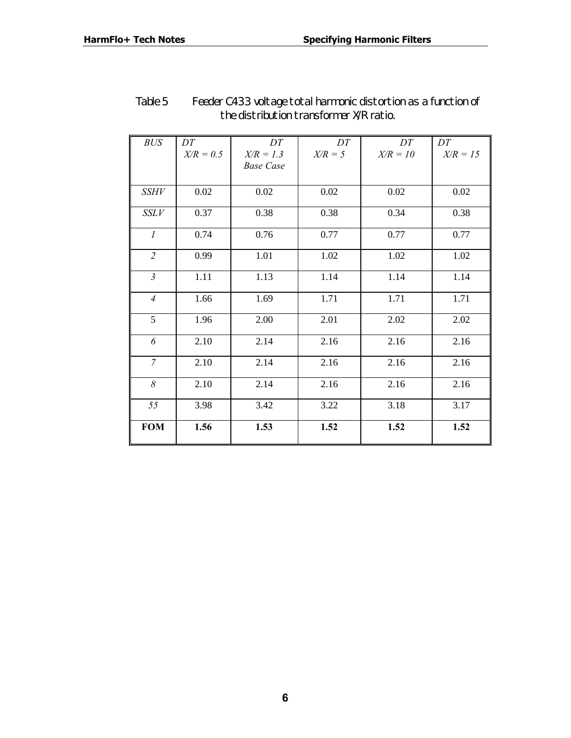Table 5 Feeder C433 voltage total harmonic distortion as a function of the distribution transformer X/R ratio.

| *BUS* | *DT X/R = 0.5* | *DT X/R = 1.3 Base Case* | *DT X/R = 5* | *DT X/R = 10* | *DT X/R = 15* |
|---|---|---|---|---|---|
| *SSHV* | 0.02 | 0.02 | 0.02 | 0.02 | 0.02 |
| *SSLV* | 0.37 | 0.38 | 0.38 | 0.34 | 0.38 |
| *1* | 0.74 | 0.76 | 0.77 | 0.77 | 0.77 |
| *2* | 0.99 | 1.01 | 1.02 | 1.02 | 1.02 |
| *3* | 1.11 | 1.13 | 1.14 | 1.14 | 1.14 |
| *4* | 1.66 | 1.69 | 1.71 | 1.71 | 1.71 |
| 5 | 1.96 | 2.00 | 2.01 | 2.02 | 2.02 |
| *6* | 2.10 | 2.14 | 2.16 | 2.16 | 2.16 |
| *7* | 2.10 | 2.14 | 2.16 | 2.16 | 2.16 |
| *8* | 2.10 | 2.14 | 2.16 | 2.16 | 2.16 |
| *55* | 3.98 | 3.42 | 3.22 | 3.18 | 3.17 |
| **FOM** | **1.56** | **1.53** | **1.52** | **1.52** | **1.52** |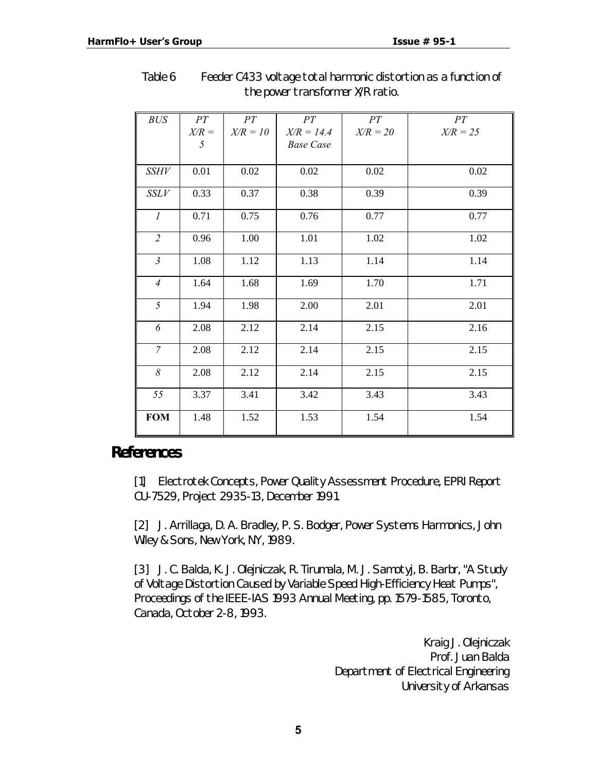Table 6 Feeder C433 voltage total harmonic distortion as a function of the power transformer X/R ratio.

| *BUS* | *PT X/R = 5* | *PT X/R = 10* | *PT X/R = 14.4 Base Case* | *PT X/R = 20* | *PT X/R = 25* |
|---|---|---|---|---|---|
| *SSHV* | 0.01 | 0.02 | 0.02 | 0.02 | 0.02 |
| *SSLV* | 0.33 | 0.37 | 0.38 | 0.39 | 0.39 |
| *1* | 0.71 | 0.75 | 0.76 | 0.77 | 0.77 |
| *2* | 0.96 | 1.00 | 1.01 | 1.02 | 1.02 |
| *3* | 1.08 | 1.12 | 1.13 | 1.14 | 1.14 |
| *4* | 1.64 | 1.68 | 1.69 | 1.70 | 1.71 |
| *5* | 1.94 | 1.98 | 2.00 | 2.01 | 2.01 |
| *6* | 2.08 | 2.12 | 2.14 | 2.15 | 2.16 |
| *7* | 2.08 | 2.12 | 2.14 | 2.15 | 2.15 |
| *8* | 2.08 | 2.12 | 2.14 | 2.15 | 2.15 |
| *55* | 3.37 | 3.41 | 3.42 | 3.43 | 3.43 |
| **FOM** | 1.48 | 1.52 | 1.53 | 1.54 | 1.54 |

## References

[1] Electrotek Concepts, Power Quality Assessment Procedure, EPRI Report CU-7529, Project 2935-13, December 1991.

[2] J. Arrillaga, D. A. Bradley, P. S. Bodger, Power Systems Harmonics, John Wiley & Sons, New York, NY, 1989.

[3] J. C. Balda, K. J. Olejniczak, R. Tirumala, M. J. Samotyj, B. Barbr, "A Study of Voltage Distortion Caused by Variable Speed High-Efficiency Heat Pumps", Proceedings of the IEEE-IAS 1993 Annual Meeting, pp. 1579-1585, Toronto, Canada, October 2-8, 1993.

Kraig J. Olejniczak
Prof. Juan Balda
Department of Electrical Engineering
University of Arkansas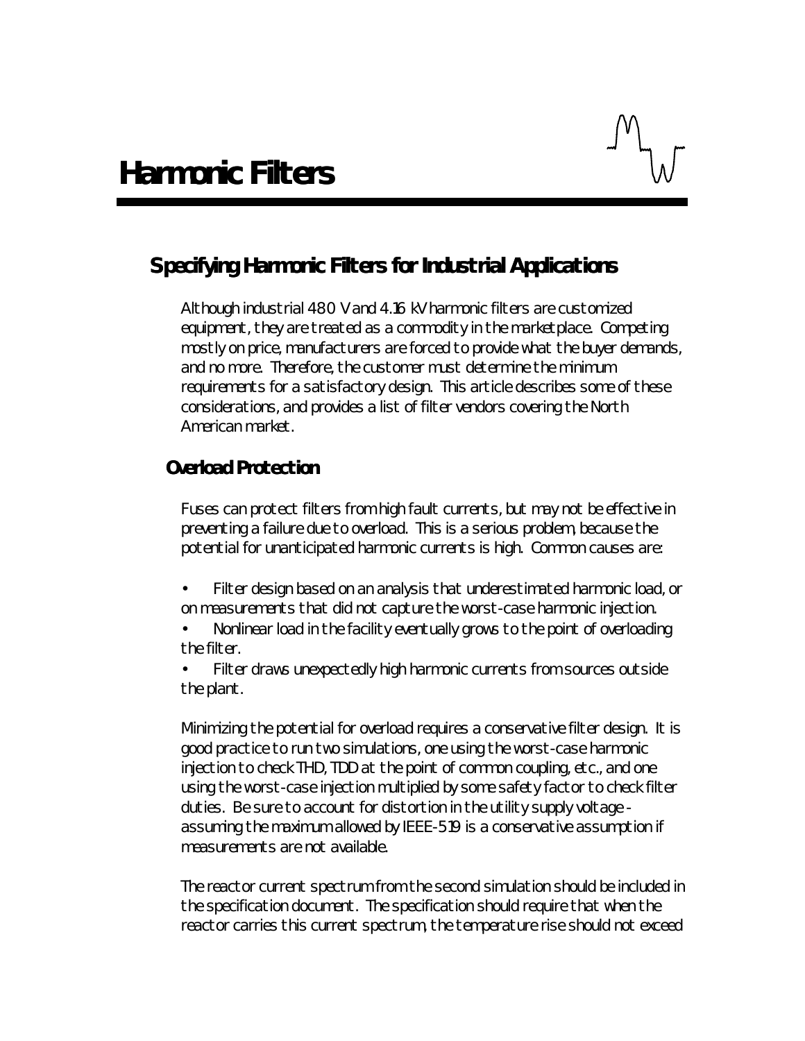# Harmonic Filters

## Specifying Harmonic Filters for Industrial Applications

Although industrial 480 V and 4.16 kV harmonic filters are customized equipment, they are treated as a commodity in the marketplace. Competing mostly on price, manufacturers are forced to provide what the buyer demands, and no more. Therefore, the customer must determine the minimum requirements for a satisfactory design. This article describes some of these considerations, and provides a list of filter vendors covering the North American market.

### Overload Protection

Fuses can protect filters from high fault currents, but may not be effective in preventing a failure due to overload. This is a serious problem, because the potential for unanticipated harmonic currents is high. Common causes are:

- Filter design based on an analysis that underestimated harmonic load, or on measurements that did not capture the worst-case harmonic injection.
- Nonlinear load in the facility eventually grows to the point of overloading the filter.
- Filter draws unexpectedly high harmonic currents from sources outside the plant.

Minimizing the potential for overload requires a conservative filter design. It is good practice to run two simulations, one using the worst-case harmonic injection to check THD, TDD at the point of common coupling, etc., and one using the worst-case injection multiplied by some safety factor to check filter duties. Be sure to account for distortion in the utility supply voltage - assuming the maximum allowed by IEEE-519 is a conservative assumption if measurements are not available.

The reactor current spectrum from the second simulation should be included in the specification document. The specification should require that when the reactor carries this current spectrum, the temperature rise should not exceed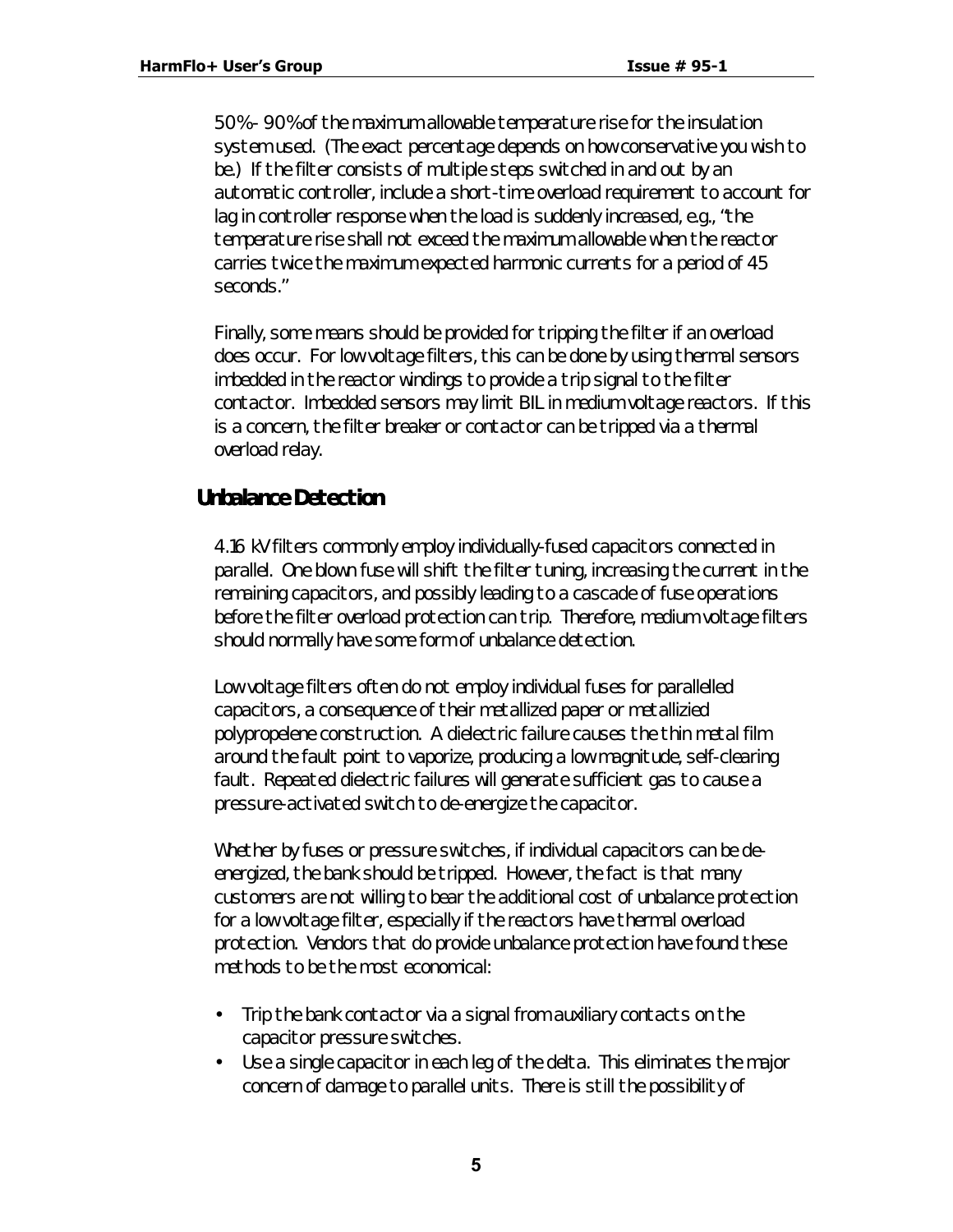50% - 90% of the maximum allowable temperature rise for the insulation system used. (The exact percentage depends on how conservative you wish to be.) If the filter consists of multiple steps switched in and out by an automatic controller, include a short-time overload requirement to account for lag in controller response when the load is suddenly increased, e.g., "the temperature rise shall not exceed the maximum allowable when the reactor carries twice the maximum expected harmonic currents for a period of 45 seconds."

Finally, some means should be provided for tripping the filter if an overload does occur. For low voltage filters, this can be done by using thermal sensors imbedded in the reactor windings to provide a trip signal to the filter contactor. Imbedded sensors may limit BIL in medium voltage reactors. If this is a concern, the filter breaker or contactor can be tripped via a thermal overload relay.

## Unbalance Detection

4.16 kV filters commonly employ individually-fused capacitors connected in parallel. One blown fuse will shift the filter tuning, increasing the current in the remaining capacitors, and possibly leading to a cascade of fuse operations before the filter overload protection can trip. Therefore, medium voltage filters should normally have some form of unbalance detection.

Low voltage filters often do not employ individual fuses for parallelled capacitors, a consequence of their metallized paper or metallizied polypropelene construction. A dielectric failure causes the thin metal film around the fault point to vaporize, producing a low magnitude, self-clearing fault. Repeated dielectric failures will generate sufficient gas to cause a pressure-activated switch to de-energize the capacitor.

Whether by fuses or pressure switches, if individual capacitors can be de-energized, the bank should be tripped. However, the fact is that many customers are not willing to bear the additional cost of unbalance protection for a low voltage filter, especially if the reactors have thermal overload protection. Vendors that do provide unbalance protection have found these methods to be the most economical:

- Trip the bank contactor via a signal from auxiliary contacts on the capacitor pressure switches.
- Use a single capacitor in each leg of the delta. This eliminates the major concern of damage to parallel units. There is still the possibility of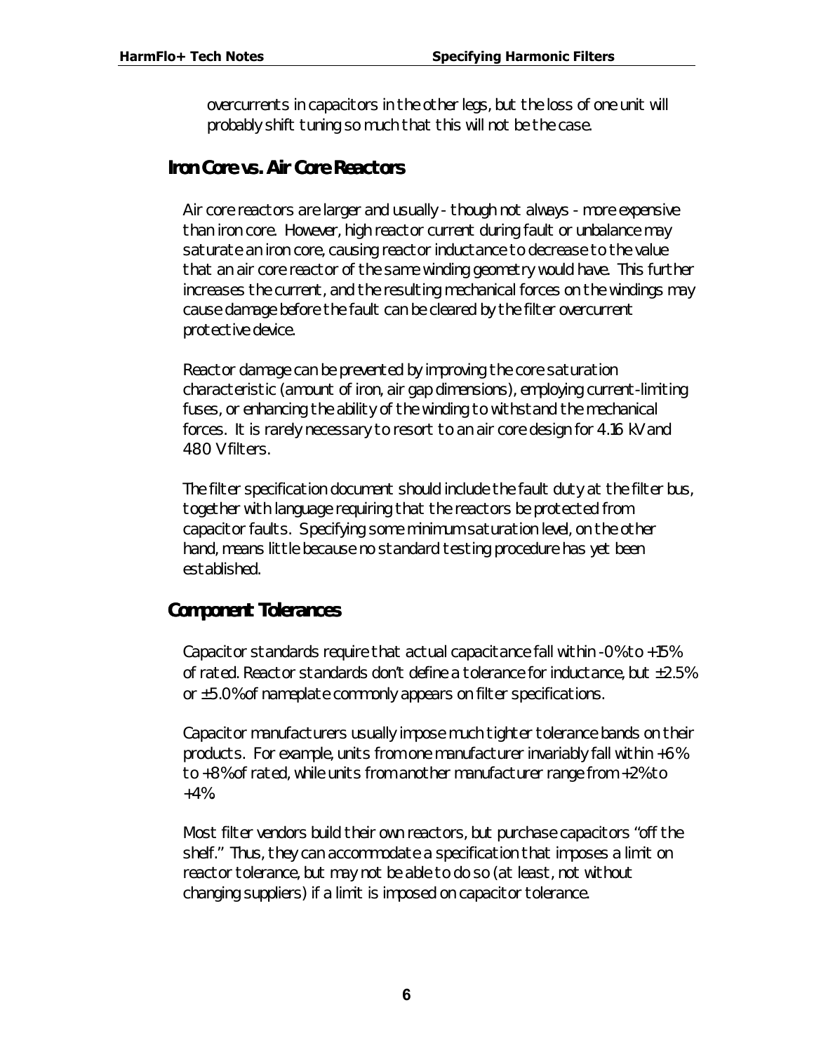overcurrents in capacitors in the other legs, but the loss of one unit will probably shift tuning so much that this will not be the case.

## Iron Core vs. Air Core Reactors

Air core reactors are larger and usually - though not always - more expensive than iron core. However, high reactor current during fault or unbalance may saturate an iron core, causing reactor inductance to decrease to the value that an air core reactor of the same winding geometry would have. This further increases the current, and the resulting mechanical forces on the windings may cause damage before the fault can be cleared by the filter overcurrent protective device.

Reactor damage can be prevented by improving the core saturation characteristic (amount of iron, air gap dimensions), employing current-limiting fuses, or enhancing the ability of the winding to withstand the mechanical forces. It is rarely necessary to resort to an air core design for 4.16 kV and 480 V filters.

The filter specification document should include the fault duty at the filter bus, together with language requiring that the reactors be protected from capacitor faults. Specifying some minimum saturation level, on the other hand, means little because no standard testing procedure has yet been established.

## Component Tolerances

Capacitor standards require that actual capacitance fall within -0% to +15% of rated. Reactor standards don't define a tolerance for inductance, but ±2.5% or ±5.0% of nameplate commonly appears on filter specifications.

Capacitor manufacturers usually impose much tighter tolerance bands on their products. For example, units from one manufacturer invariably fall within +6% to +8% of rated, while units from another manufacturer range from +2% to +4%.

Most filter vendors build their own reactors, but purchase capacitors "off the shelf." Thus, they can accommodate a specification that imposes a limit on reactor tolerance, but may not be able to do so (at least, not without changing suppliers) if a limit is imposed on capacitor tolerance.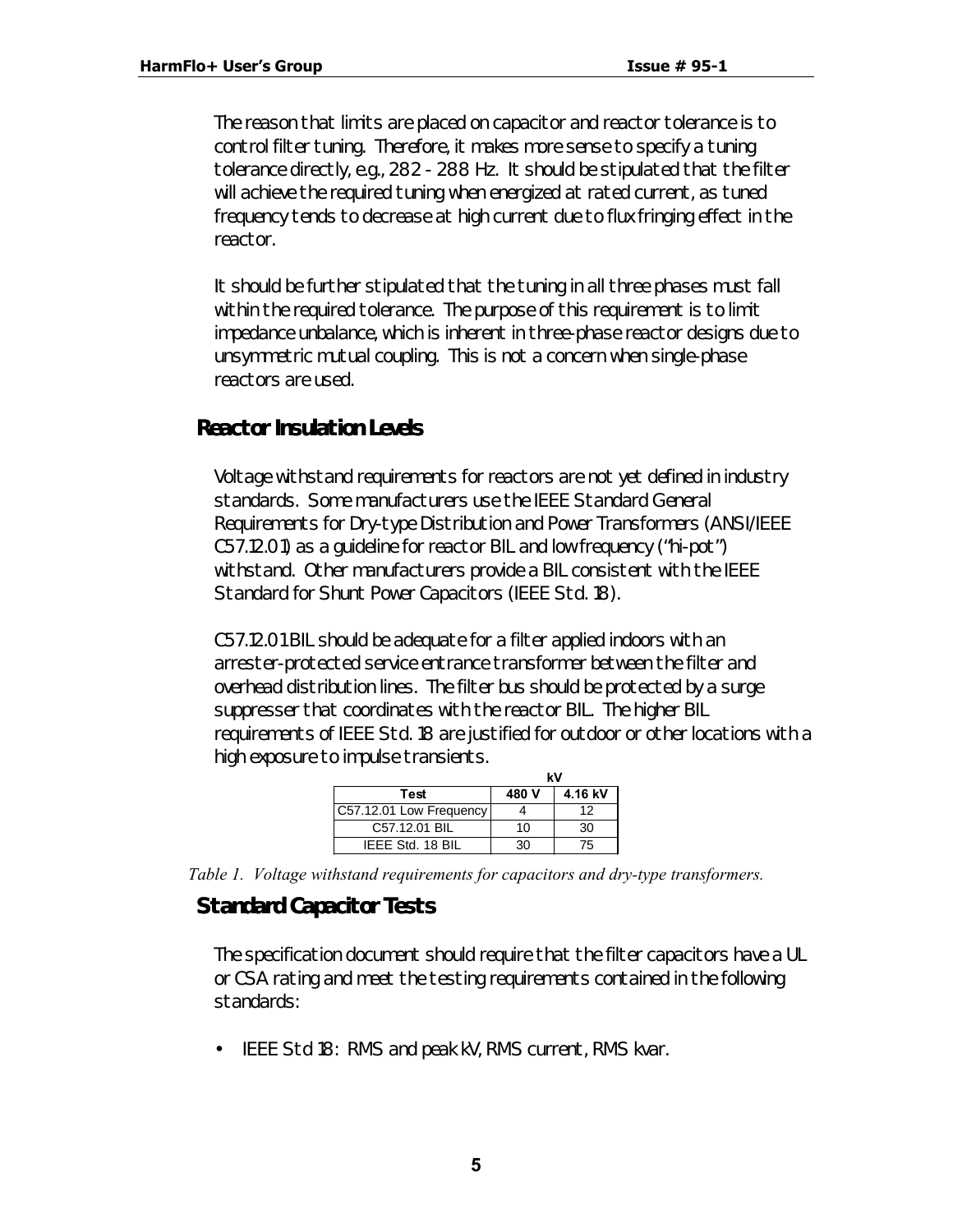The reason that limits are placed on capacitor and reactor tolerance is to control filter tuning. Therefore, it makes more sense to specify a tuning tolerance directly, e.g., 282 - 288 Hz. It should be stipulated that the filter will achieve the required tuning when energized at rated current, as tuned frequency tends to decrease at high current due to flux fringing effect in the reactor.

It should be further stipulated that the tuning in all three phases must fall within the required tolerance. The purpose of this requirement is to limit impedance unbalance, which is inherent in three-phase reactor designs due to unsymmetric mutual coupling. This is not a concern when single-phase reactors are used.

## Reactor Insulation Levels

Voltage withstand requirements for reactors are not yet defined in industry standards. Some manufacturers use the IEEE Standard General Requirements for Dry-type Distribution and Power Transformers (ANSI/IEEE C57.12.01) as a guideline for reactor BIL and low frequency ("hi-pot") withstand. Other manufacturers provide a BIL consistent with the IEEE Standard for Shunt Power Capacitors (IEEE Std. 18).

C57.12.01 BIL should be adequate for a filter applied indoors with an arrester-protected service entrance transformer between the filter and overhead distribution lines. The filter bus should be protected by a surge suppresser that coordinates with the reactor BIL. The higher BIL requirements of IEEE Std. 18 are justified for outdoor or other locations with a high exposure to impulse transients.

| | kV | |
|---|---|---|
| **Test** | **480 V** | **4.16 kV** |
| C57.12.01 Low Frequency | 4 | 12 |
| C57.12.01 BIL | 10 | 30 |
| IEEE Std. 18 BIL | 30 | 75 |

*Table 1. Voltage withstand requirements for capacitors and dry-type transformers.*

## Standard Capacitor Tests

The specification document should require that the filter capacitors have a UL or CSA rating and meet the testing requirements contained in the following standards:

- IEEE Std 18: RMS and peak kV, RMS current, RMS kvar.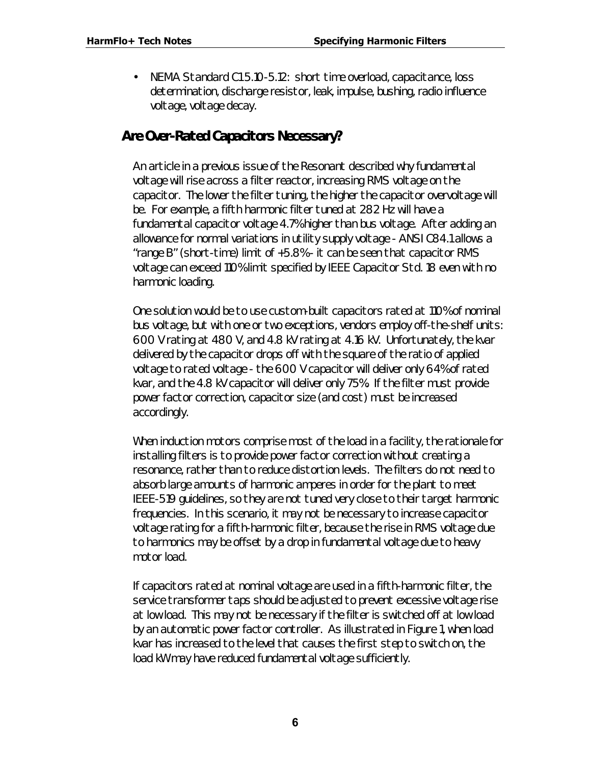- NEMA Standard C15.10-5.12: short time overload, capacitance, loss determination, discharge resistor, leak, impulse, bushing, radio influence voltage, voltage decay.

## Are Over-Rated Capacitors Necessary?

An article in a previous issue of the Resonant described why fundamental voltage will rise across a filter reactor, increasing RMS voltage on the capacitor. The lower the filter tuning, the higher the capacitor overvoltage will be. For example, a fifth harmonic filter tuned at 282 Hz will have a fundamental capacitor voltage 4.7% higher than bus voltage. After adding an allowance for normal variations in utility supply voltage - ANSI C84.1 allows a "range B" (short-time) limit of +5.8% - it can be seen that capacitor RMS voltage can exceed 110% limit specified by IEEE Capacitor Std. 18 even with no harmonic loading.

One solution would be to use custom-built capacitors rated at 110% of nominal bus voltage, but with one or two exceptions, vendors employ off-the-shelf units: 600 V rating at 480 V, and 4.8 kV rating at 4.16 kV. Unfortunately, the kvar delivered by the capacitor drops off with the square of the ratio of applied voltage to rated voltage - the 600 V capacitor will deliver only 64% of rated kvar, and the 4.8 kV capacitor will deliver only 75%. If the filter must provide power factor correction, capacitor size (and cost) must be increased accordingly.

When induction motors comprise most of the load in a facility, the rationale for installing filters is to provide power factor correction without creating a resonance, rather than to reduce distortion levels. The filters do not need to absorb large amounts of harmonic amperes in order for the plant to meet IEEE-519 guidelines, so they are not tuned very close to their target harmonic frequencies. In this scenario, it may not be necessary to increase capacitor voltage rating for a fifth-harmonic filter, because the rise in RMS voltage due to harmonics may be offset by a drop in fundamental voltage due to heavy motor load.

If capacitors rated at nominal voltage are used in a fifth-harmonic filter, the service transformer taps should be adjusted to prevent excessive voltage rise at low load. This may not be necessary if the filter is switched off at low load by an automatic power factor controller. As illustrated in Figure 1, when load kvar has increased to the level that causes the first step to switch on, the load kW may have reduced fundamental voltage sufficiently.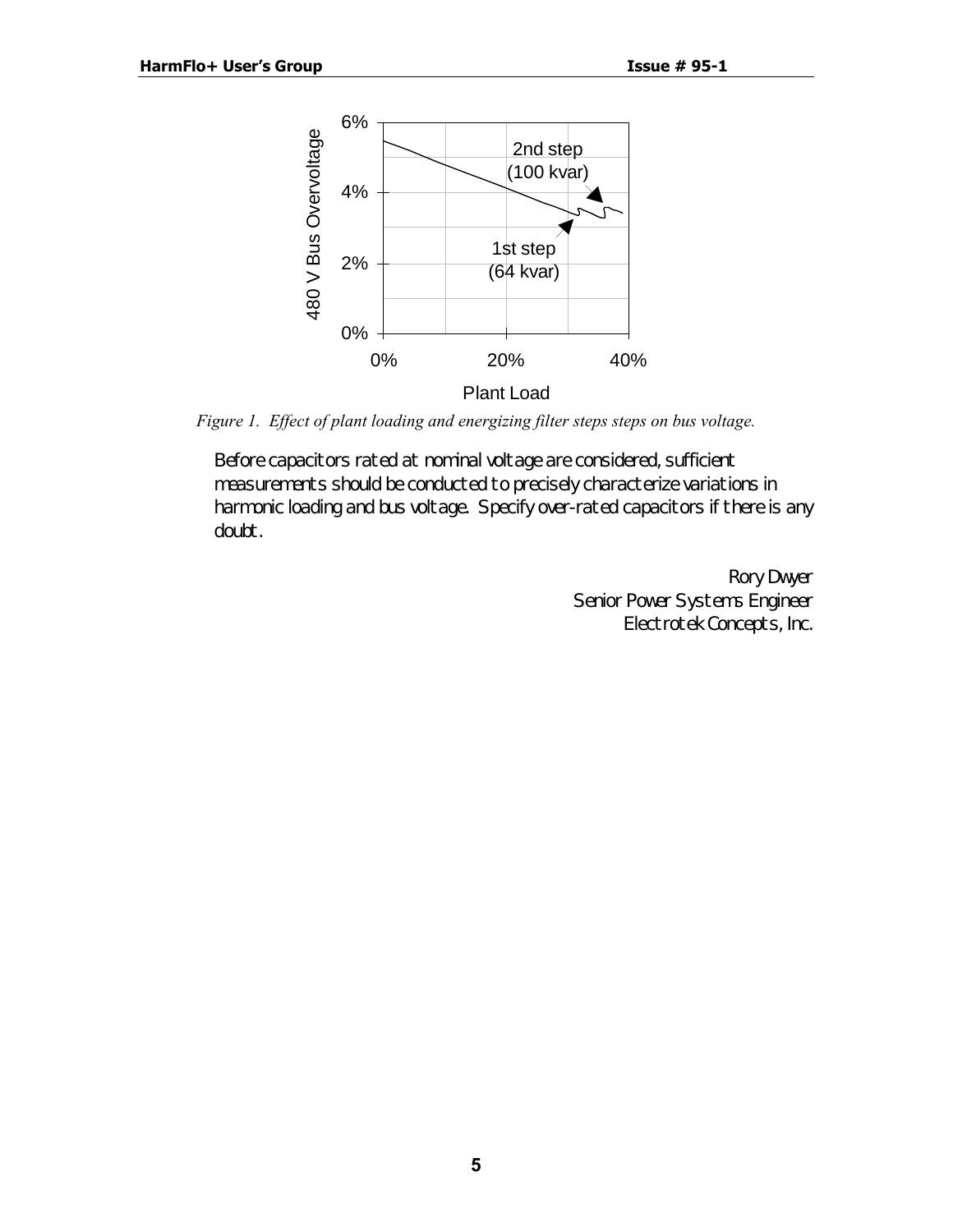*Figure 1. Effect of plant loading and energizing filter steps steps on bus voltage.*

Before capacitors rated at nominal voltage are considered, sufficient measurements should be conducted to precisely characterize variations in harmonic loading and bus voltage. Specify over-rated capacitors if there is any doubt.

Rory Dwyer
Senior Power Systems Engineer
Electrotek Concepts, Inc.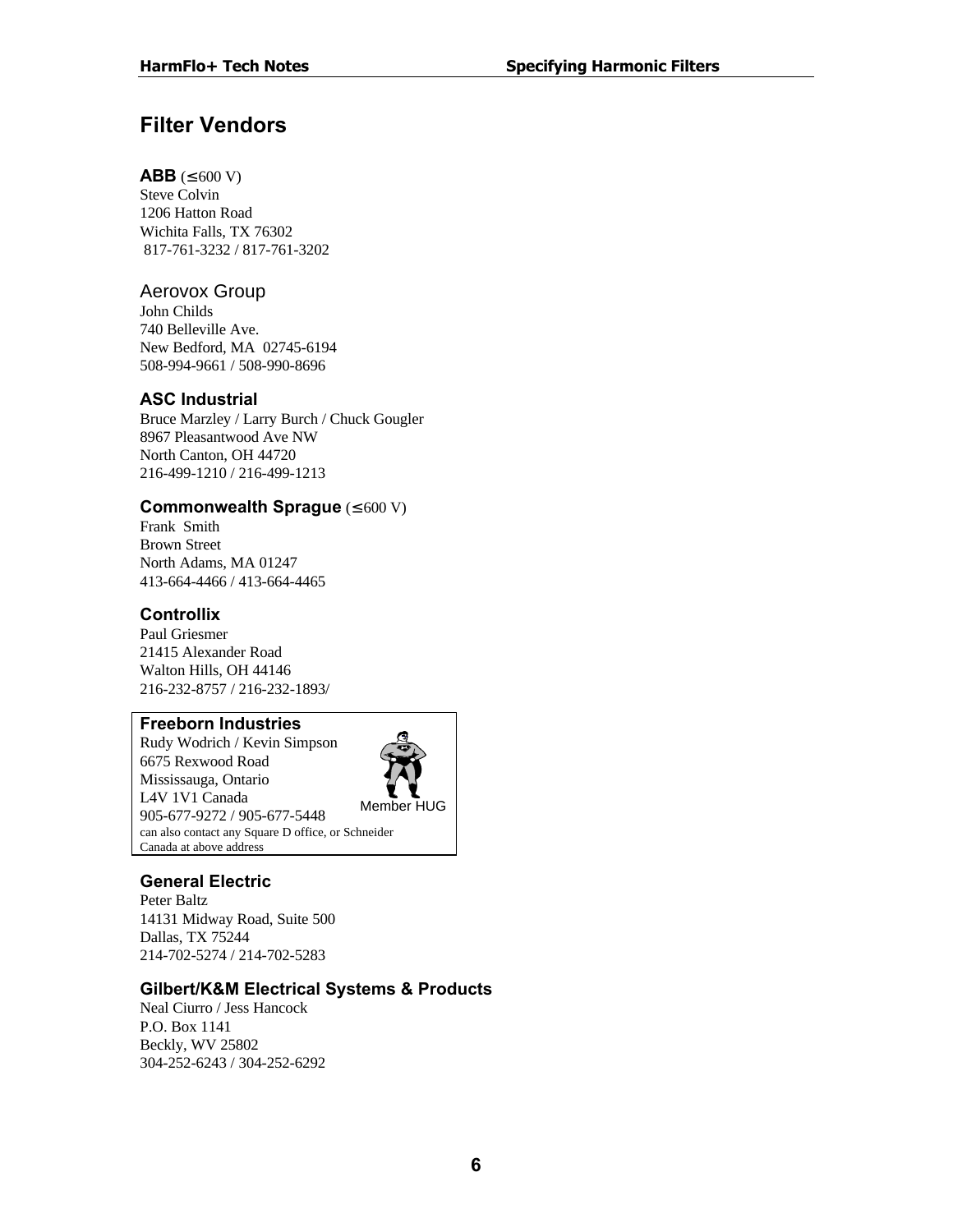## Filter Vendors

### ABB (≤ 600 V)
Steve Colvin
1206 Hatton Road
Wichita Falls, TX 76302
817-761-3232 / 817-761-3202

### Aerovox Group
John Childs
740 Belleville Ave.
New Bedford, MA 02745-6194
508-994-9661 / 508-990-8696

### ASC Industrial
Bruce Marzley / Larry Burch / Chuck Gougler
8967 Pleasantwood Ave NW
North Canton, OH 44720
216-499-1210 / 216-499-1213

### Commonwealth Sprague (≤ 600 V)
Frank Smith
Brown Street
North Adams, MA 01247
413-664-4466 / 413-664-4465

### Controllix
Paul Griesmer
21415 Alexander Road
Walton Hills, OH 44146
216-232-8757 / 216-232-1893/

### Freeborn Industries
Rudy Wodrich / Kevin Simpson
6675 Rexwood Road
Mississauga, Ontario
L4V 1V1 Canada
905-677-9272 / 905-677-5448

Member HUG

can also contact any Square D office, or Schneider Canada at above address

### General Electric
Peter Baltz
14131 Midway Road, Suite 500
Dallas, TX 75244
214-702-5274 / 214-702-5283

### Gilbert/K&M Electrical Systems & Products
Neal Ciurro / Jess Hancock
P.O. Box 1141
Beckly, WV 25802
304-252-6243 / 304-252-6292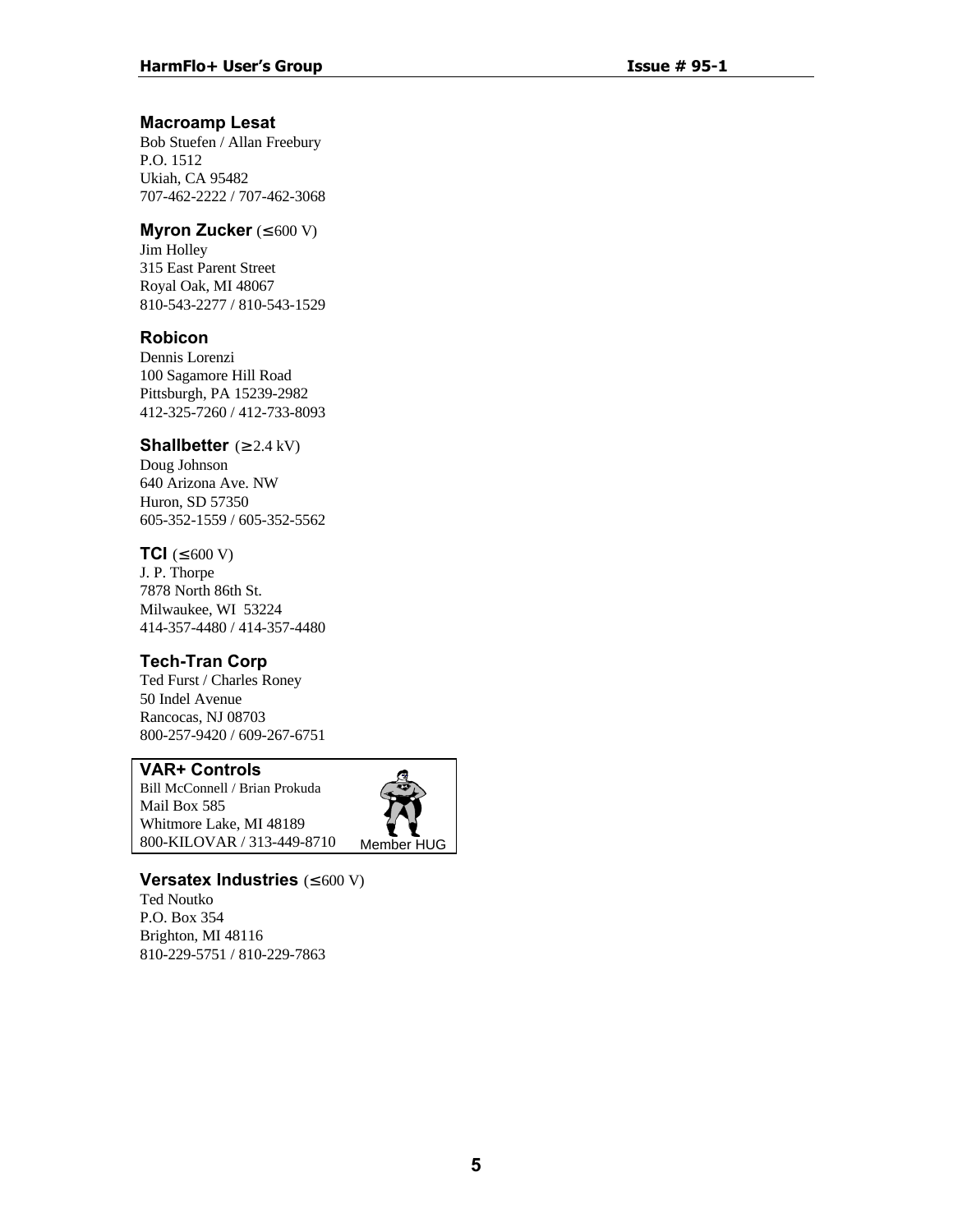### Macroamp Lesat

Bob Stuefen / Allan Freebury
P.O. 1512
Ukiah, CA 95482
707-462-2222 / 707-462-3068

### Myron Zucker (≤600 V)

Jim Holley
315 East Parent Street
Royal Oak, MI 48067
810-543-2277 / 810-543-1529

### Robicon

Dennis Lorenzi
100 Sagamore Hill Road
Pittsburgh, PA 15239-2982
412-325-7260 / 412-733-8093

### Shallbetter (≥2.4 kV)

Doug Johnson
640 Arizona Ave. NW
Huron, SD 57350
605-352-1559 / 605-352-5562

### TCI (≤600 V)

J. P. Thorpe
7878 North 86th St.
Milwaukee, WI 53224
414-357-4480 / 414-357-4480

### Tech-Tran Corp

Ted Furst / Charles Roney
50 Indel Avenue
Rancocas, NJ 08703
800-257-9420 / 609-267-6751

### VAR+ Controls

Bill McConnell / Brian Prokuda
Mail Box 585
Whitmore Lake, MI 48189
800-KILOVAR / 313-449-8710

Member HUG

### Versatex Industries (≤600 V)

Ted Noutko
P.O. Box 354
Brighton, MI 48116
810-229-5751 / 810-229-7863